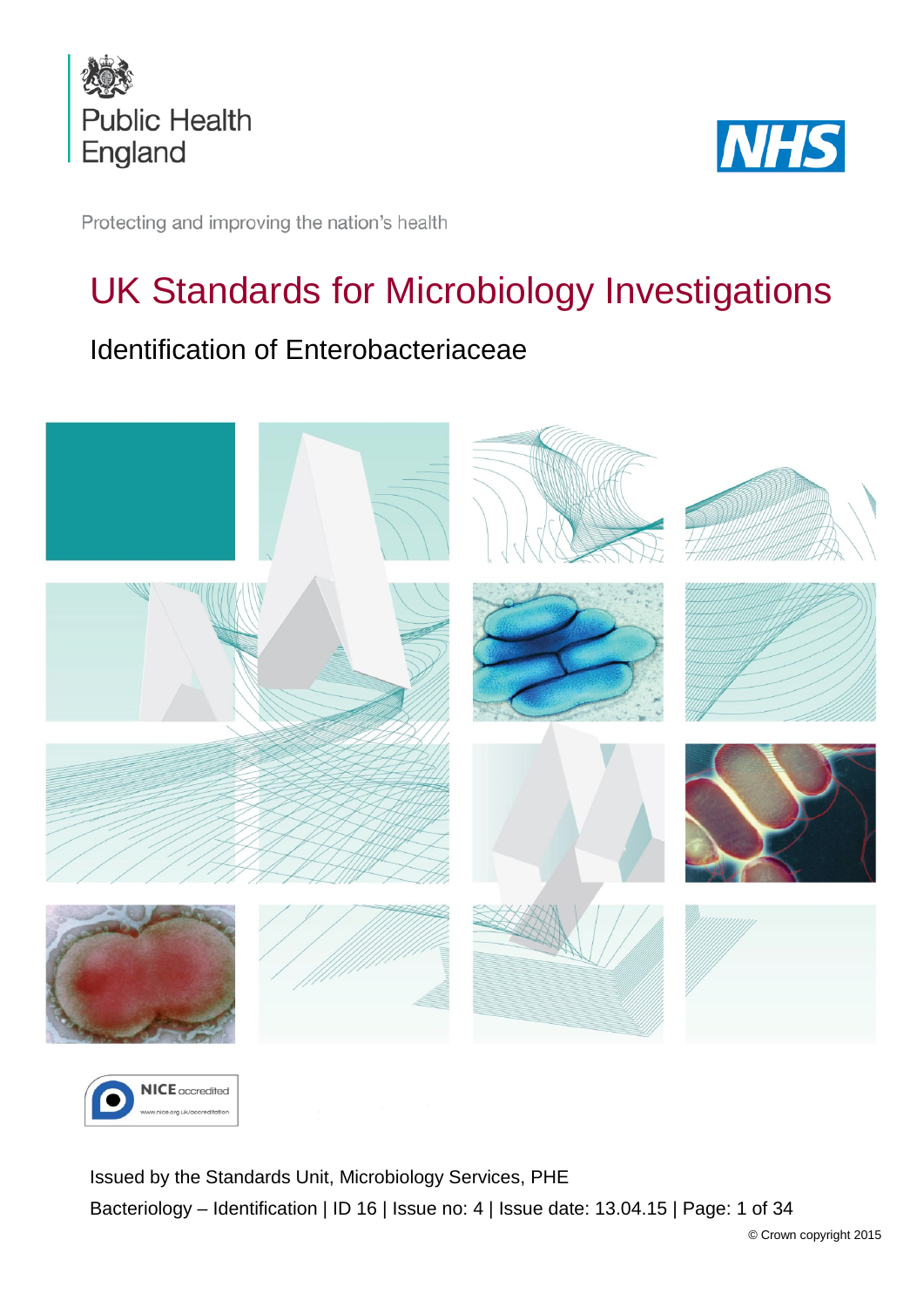Public Health England

NHS

Protecting and improving the nation's health

# UK Standards for Microbiology Investigations

## Identification of Enterobacteriaceae

NICE accredited
www.nice.org.uk/accreditation

Issued by the Standards Unit, Microbiology Services, PHE

Bacteriology – Identification | ID 16 | Issue no: 4 | Issue date: 13.04.15 | Page: 1 of 34

© Crown copyright 2015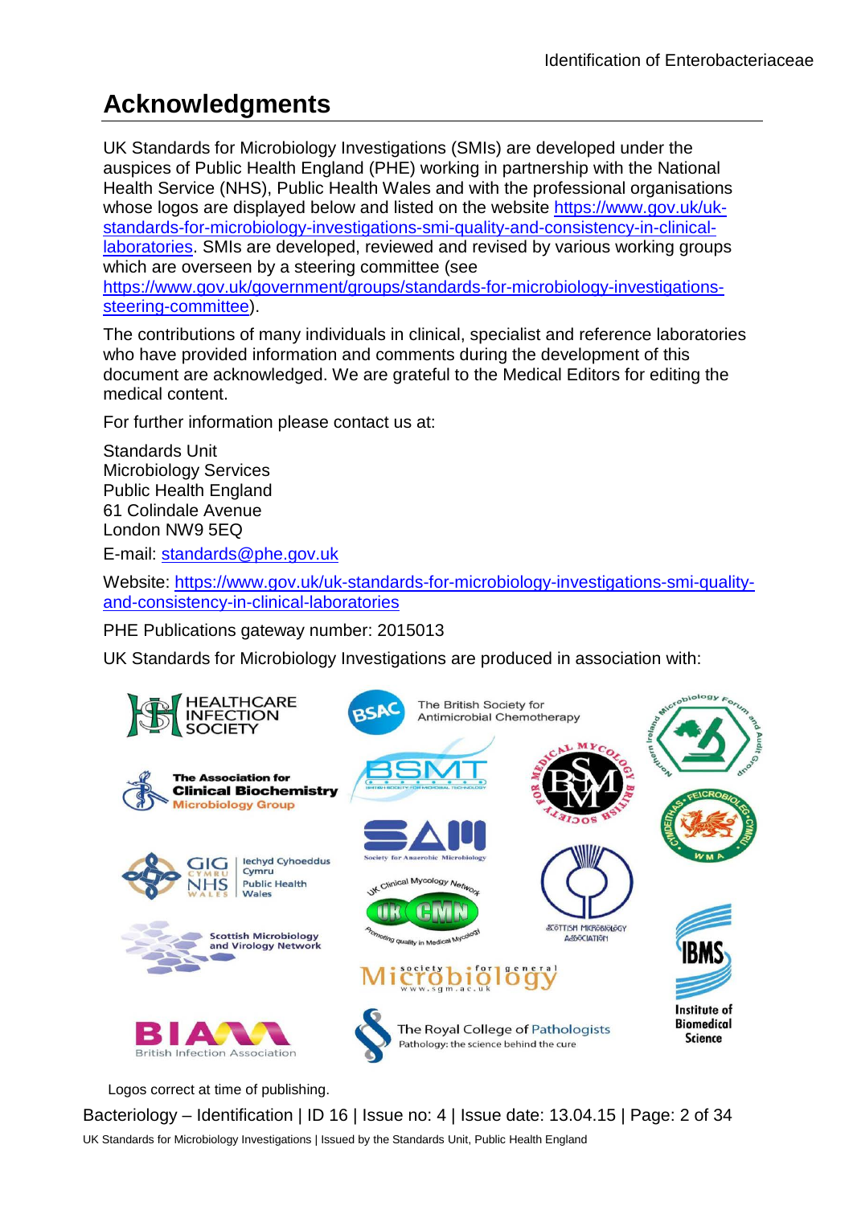# Acknowledgments

UK Standards for Microbiology Investigations (SMIs) are developed under the auspices of Public Health England (PHE) working in partnership with the National Health Service (NHS), Public Health Wales and with the professional organisations whose logos are displayed below and listed on the website https://www.gov.uk/uk-standards-for-microbiology-investigations-smi-quality-and-consistency-in-clinical-laboratories. SMIs are developed, reviewed and revised by various working groups which are overseen by a steering committee (see https://www.gov.uk/government/groups/standards-for-microbiology-investigations-steering-committee).

The contributions of many individuals in clinical, specialist and reference laboratories who have provided information and comments during the development of this document are acknowledged. We are grateful to the Medical Editors for editing the medical content.

For further information please contact us at:

Standards Unit
Microbiology Services
Public Health England
61 Colindale Avenue
London NW9 5EQ

E-mail: standards@phe.gov.uk

Website: https://www.gov.uk/uk-standards-for-microbiology-investigations-smi-quality-and-consistency-in-clinical-laboratories

PHE Publications gateway number: 2015013

UK Standards for Microbiology Investigations are produced in association with:

Logos correct at time of publishing.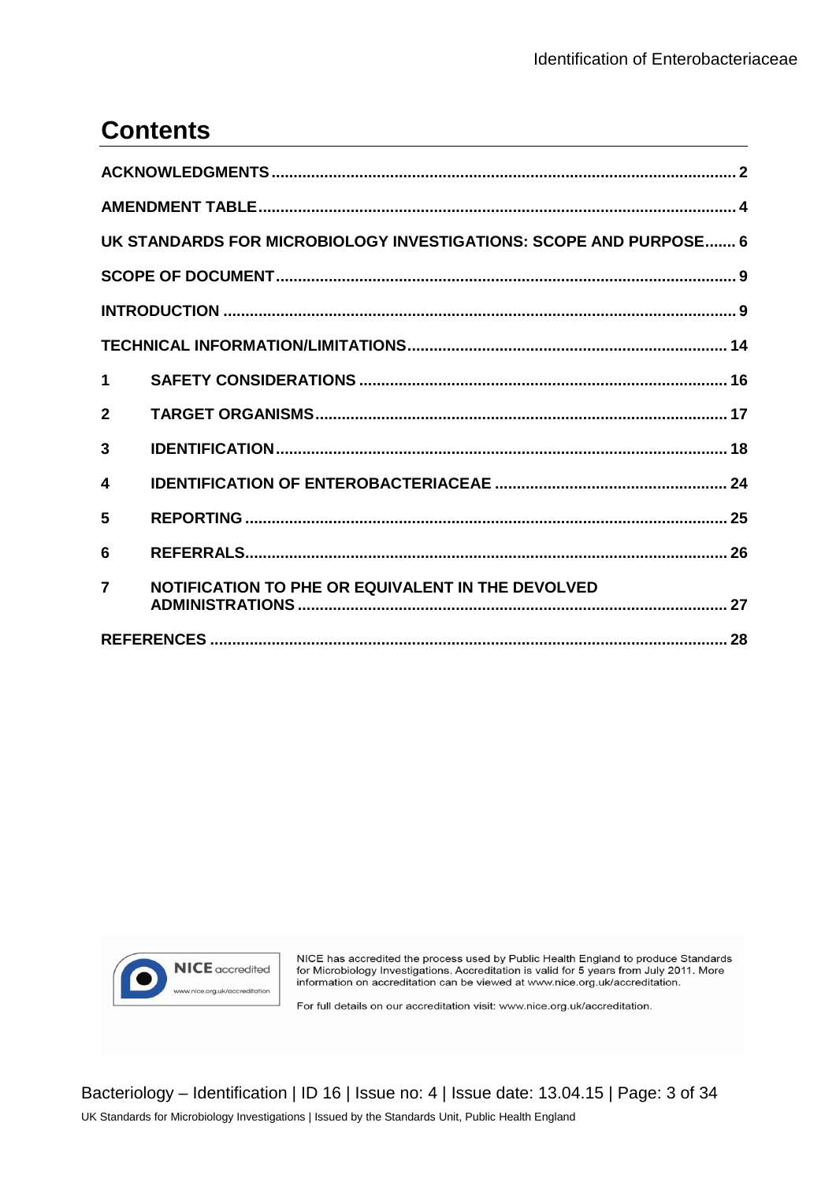# Contents

| | |
|---|---|
| **ACKNOWLEDGMENTS** | **2** |
| **AMENDMENT TABLE** | **4** |
| **UK STANDARDS FOR MICROBIOLOGY INVESTIGATIONS: SCOPE AND PURPOSE** | **6** |
| **SCOPE OF DOCUMENT** | **9** |
| **INTRODUCTION** | **9** |
| **TECHNICAL INFORMATION/LIMITATIONS** | **14** |
| **1 SAFETY CONSIDERATIONS** | **16** |
| **2 TARGET ORGANISMS** | **17** |
| **3 IDENTIFICATION** | **18** |
| **4 IDENTIFICATION OF ENTEROBACTERIACEAE** | **24** |
| **5 REPORTING** | **25** |
| **6 REFERRALS** | **26** |
| **7 NOTIFICATION TO PHE OR EQUIVALENT IN THE DEVOLVED ADMINISTRATIONS** | **27** |
| **REFERENCES** | **28** |

NICE accredited
www.nice.org.uk/accreditation

NICE has accredited the process used by Public Health England to produce Standards for Microbiology Investigations. Accreditation is valid for 5 years from July 2011. More information on accreditation can be viewed at www.nice.org.uk/accreditation.

For full details on our accreditation visit: www.nice.org.uk/accreditation.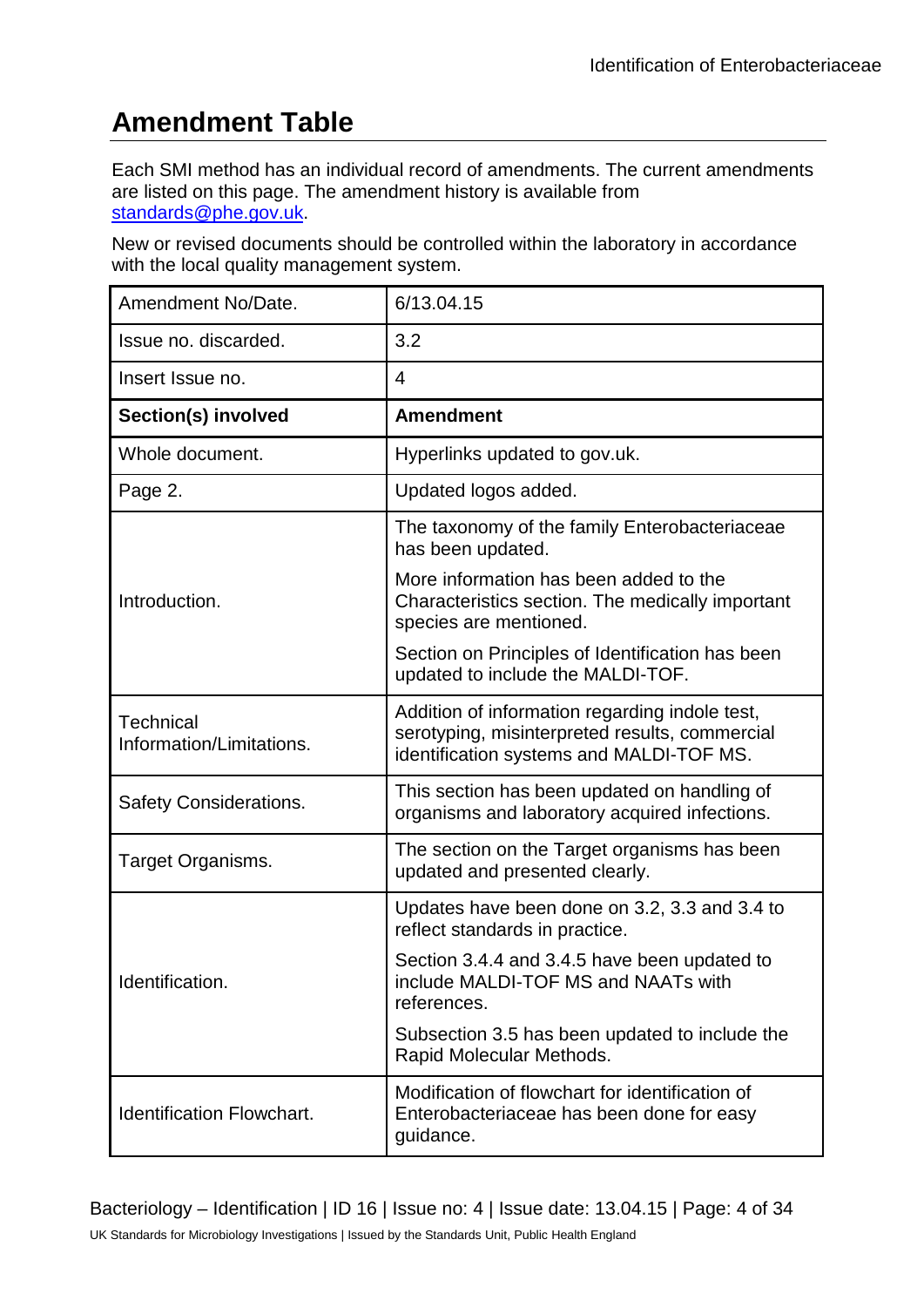# Amendment Table

Each SMI method has an individual record of amendments. The current amendments are listed on this page. The amendment history is available from [standards@phe.gov.uk](mailto:standards@phe.gov.uk).

New or revised documents should be controlled within the laboratory in accordance with the local quality management system.

| Amendment No/Date. | 6/13.04.15 |
|---|---|
| Issue no. discarded. | 3.2 |
| Insert Issue no. | 4 |
| **Section(s) involved** | **Amendment** |
| Whole document. | Hyperlinks updated to gov.uk. |
| Page 2. | Updated logos added. |
| Introduction. | The taxonomy of the family Enterobacteriaceae has been updated.<br><br>More information has been added to the Characteristics section. The medically important species are mentioned.<br><br>Section on Principles of Identification has been updated to include the MALDI-TOF. |
| Technical Information/Limitations. | Addition of information regarding indole test, serotyping, misinterpreted results, commercial identification systems and MALDI-TOF MS. |
| Safety Considerations. | This section has been updated on handling of organisms and laboratory acquired infections. |
| Target Organisms. | The section on the Target organisms has been updated and presented clearly. |
| Identification. | Updates have been done on 3.2, 3.3 and 3.4 to reflect standards in practice.<br><br>Section 3.4.4 and 3.4.5 have been updated to include MALDI-TOF MS and NAATs with references.<br><br>Subsection 3.5 has been updated to include the Rapid Molecular Methods. |
| Identification Flowchart. | Modification of flowchart for identification of Enterobacteriaceae has been done for easy guidance. |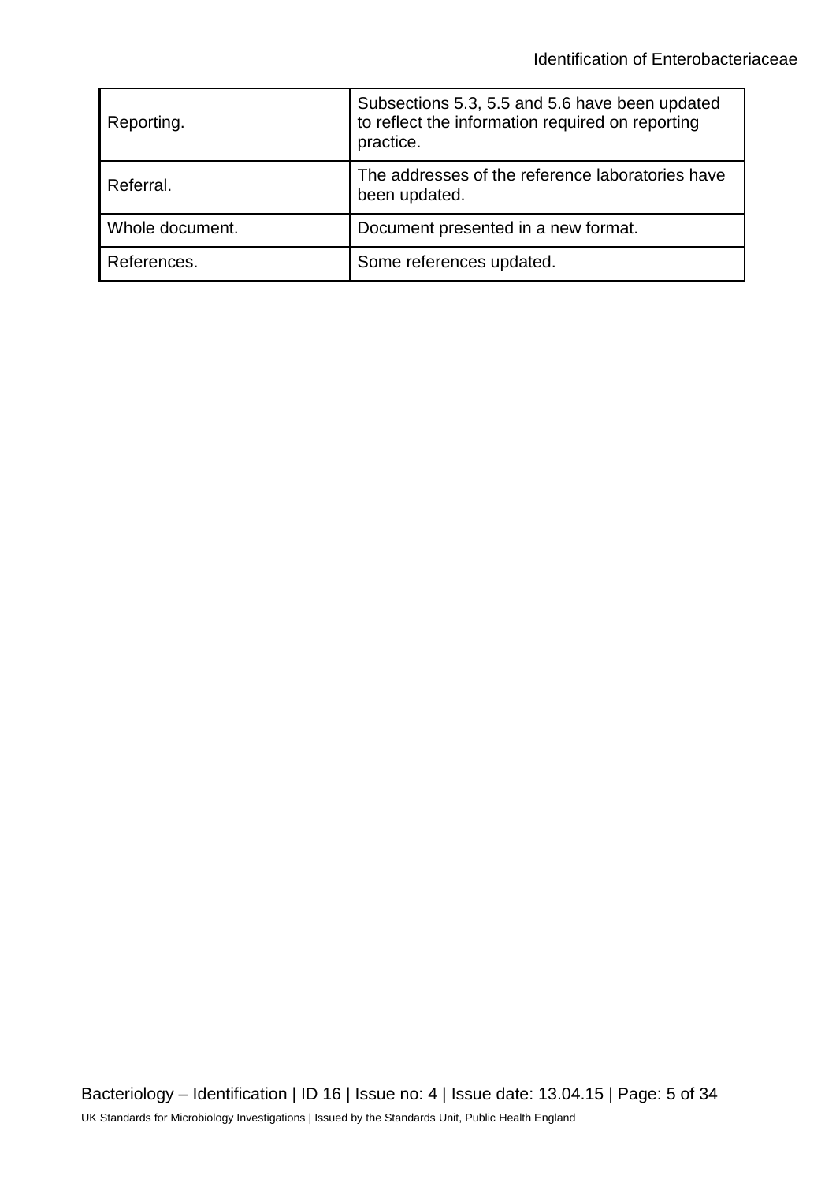| | |
|---|---|
| Reporting. | Subsections 5.3, 5.5 and 5.6 have been updated to reflect the information required on reporting practice. |
| Referral. | The addresses of the reference laboratories have been updated. |
| Whole document. | Document presented in a new format. |
| References. | Some references updated. |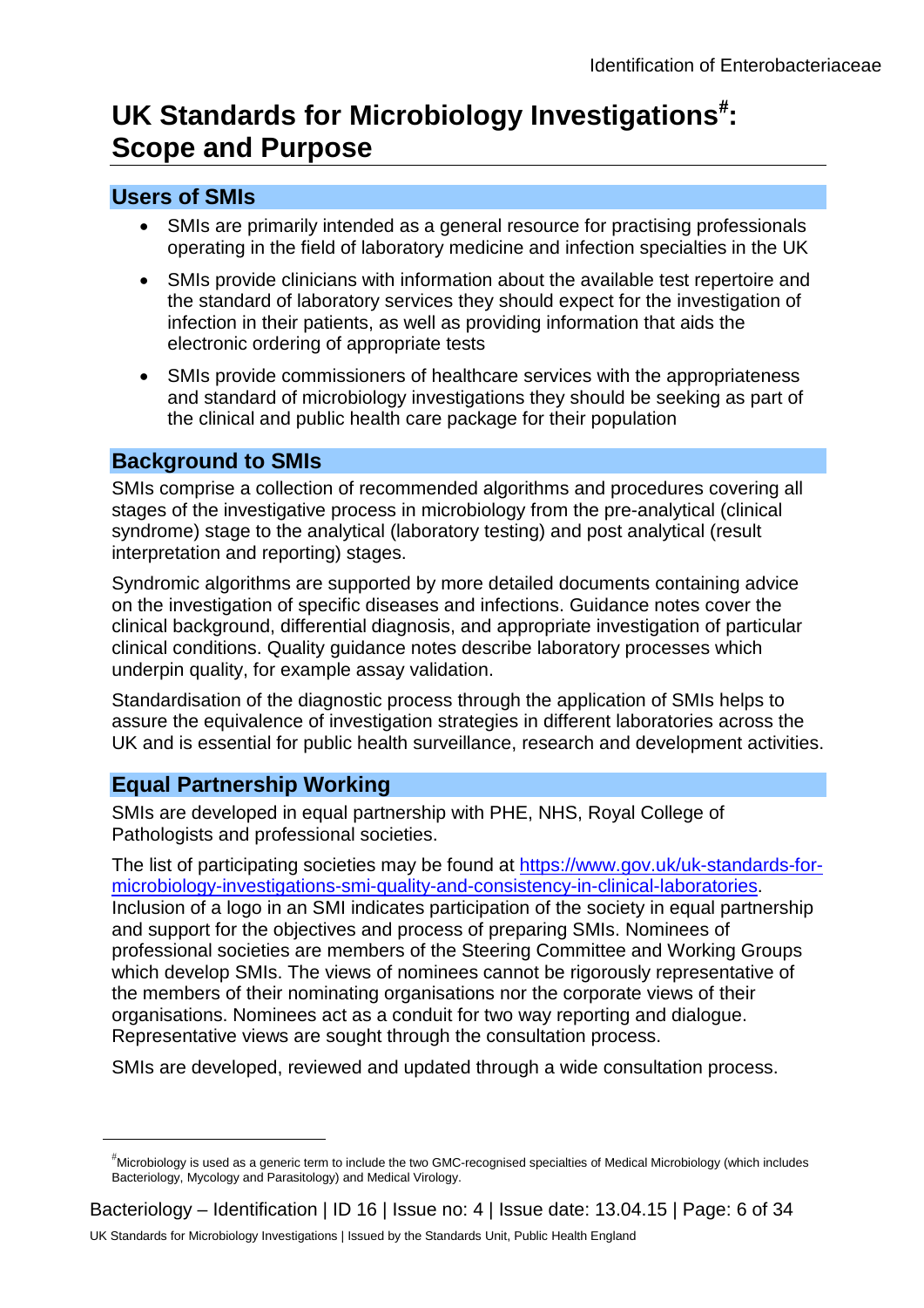# UK Standards for Microbiology Investigations[#]: Scope and Purpose

## Users of SMIs

- SMIs are primarily intended as a general resource for practising professionals operating in the field of laboratory medicine and infection specialties in the UK
- SMIs provide clinicians with information about the available test repertoire and the standard of laboratory services they should expect for the investigation of infection in their patients, as well as providing information that aids the electronic ordering of appropriate tests
- SMIs provide commissioners of healthcare services with the appropriateness and standard of microbiology investigations they should be seeking as part of the clinical and public health care package for their population

## Background to SMIs

SMIs comprise a collection of recommended algorithms and procedures covering all stages of the investigative process in microbiology from the pre-analytical (clinical syndrome) stage to the analytical (laboratory testing) and post analytical (result interpretation and reporting) stages.

Syndromic algorithms are supported by more detailed documents containing advice on the investigation of specific diseases and infections. Guidance notes cover the clinical background, differential diagnosis, and appropriate investigation of particular clinical conditions. Quality guidance notes describe laboratory processes which underpin quality, for example assay validation.

Standardisation of the diagnostic process through the application of SMIs helps to assure the equivalence of investigation strategies in different laboratories across the UK and is essential for public health surveillance, research and development activities.

## Equal Partnership Working

SMIs are developed in equal partnership with PHE, NHS, Royal College of Pathologists and professional societies.

The list of participating societies may be found at https://www.gov.uk/uk-standards-for-microbiology-investigations-smi-quality-and-consistency-in-clinical-laboratories. Inclusion of a logo in an SMI indicates participation of the society in equal partnership and support for the objectives and process of preparing SMIs. Nominees of professional societies are members of the Steering Committee and Working Groups which develop SMIs. The views of nominees cannot be rigorously representative of the members of their nominating organisations nor the corporate views of their organisations. Nominees act as a conduit for two way reporting and dialogue. Representative views are sought through the consultation process.

SMIs are developed, reviewed and updated through a wide consultation process.

---

[#] Microbiology is used as a generic term to include the two GMC-recognised specialties of Medical Microbiology (which includes Bacteriology, Mycology and Parasitology) and Medical Virology.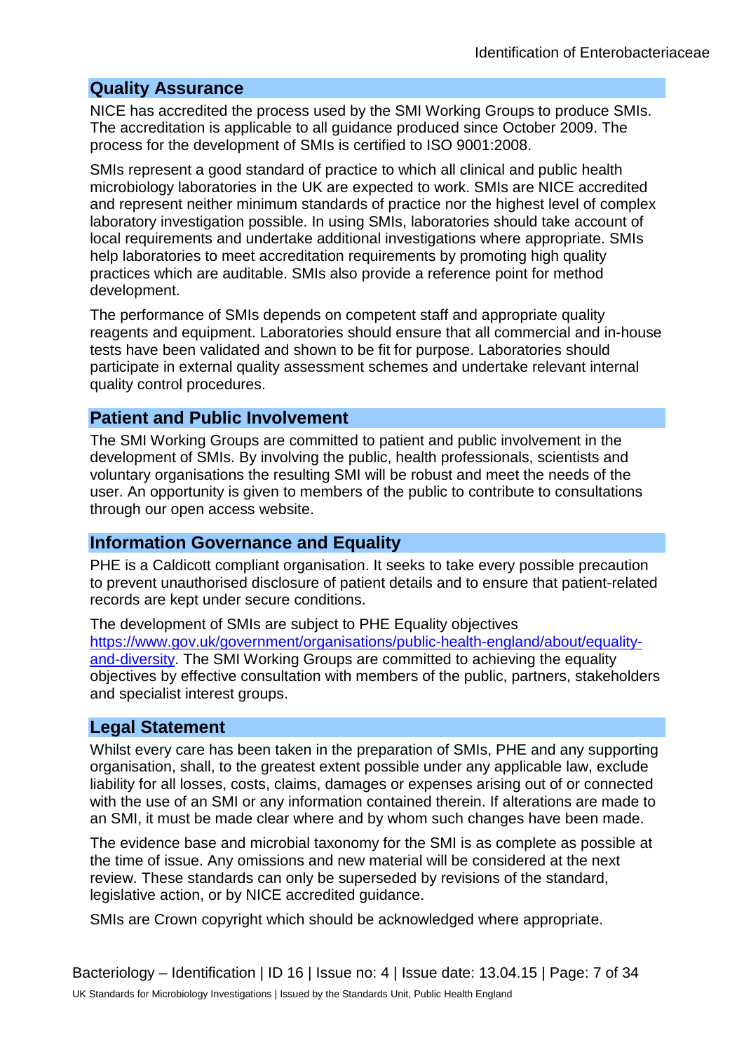## Quality Assurance

NICE has accredited the process used by the SMI Working Groups to produce SMIs. The accreditation is applicable to all guidance produced since October 2009. The process for the development of SMIs is certified to ISO 9001:2008.

SMIs represent a good standard of practice to which all clinical and public health microbiology laboratories in the UK are expected to work. SMIs are NICE accredited and represent neither minimum standards of practice nor the highest level of complex laboratory investigation possible. In using SMIs, laboratories should take account of local requirements and undertake additional investigations where appropriate. SMIs help laboratories to meet accreditation requirements by promoting high quality practices which are auditable. SMIs also provide a reference point for method development.

The performance of SMIs depends on competent staff and appropriate quality reagents and equipment. Laboratories should ensure that all commercial and in-house tests have been validated and shown to be fit for purpose. Laboratories should participate in external quality assessment schemes and undertake relevant internal quality control procedures.

## Patient and Public Involvement

The SMI Working Groups are committed to patient and public involvement in the development of SMIs. By involving the public, health professionals, scientists and voluntary organisations the resulting SMI will be robust and meet the needs of the user. An opportunity is given to members of the public to contribute to consultations through our open access website.

## Information Governance and Equality

PHE is a Caldicott compliant organisation. It seeks to take every possible precaution to prevent unauthorised disclosure of patient details and to ensure that patient-related records are kept under secure conditions.

The development of SMIs are subject to PHE Equality objectives [https://www.gov.uk/government/organisations/public-health-england/about/equality-and-diversity](https://www.gov.uk/government/organisations/public-health-england/about/equality-and-diversity). The SMI Working Groups are committed to achieving the equality objectives by effective consultation with members of the public, partners, stakeholders and specialist interest groups.

## Legal Statement

Whilst every care has been taken in the preparation of SMIs, PHE and any supporting organisation, shall, to the greatest extent possible under any applicable law, exclude liability for all losses, costs, claims, damages or expenses arising out of or connected with the use of an SMI or any information contained therein. If alterations are made to an SMI, it must be made clear where and by whom such changes have been made.

The evidence base and microbial taxonomy for the SMI is as complete as possible at the time of issue. Any omissions and new material will be considered at the next review. These standards can only be superseded by revisions of the standard, legislative action, or by NICE accredited guidance.

SMIs are Crown copyright which should be acknowledged where appropriate.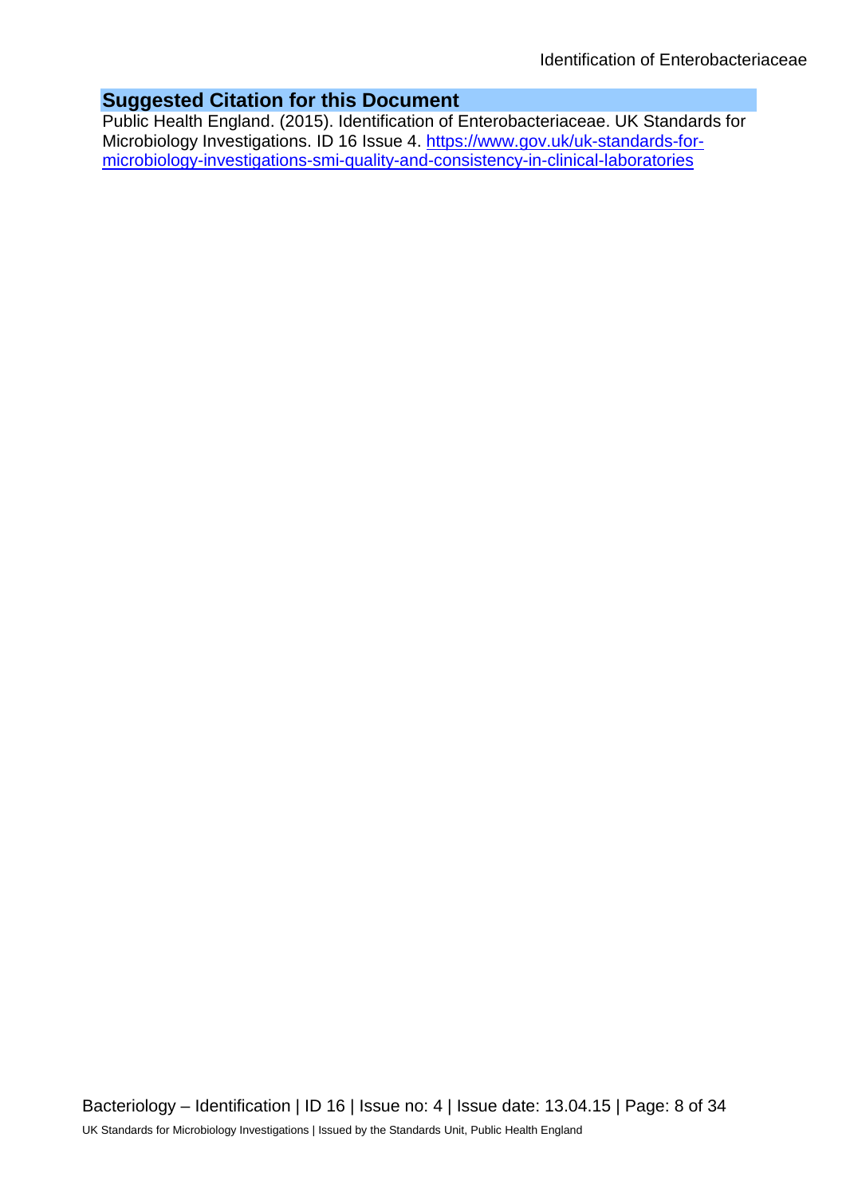## Suggested Citation for this Document

Public Health England. (2015). Identification of Enterobacteriaceae. UK Standards for Microbiology Investigations. ID 16 Issue 4. [https://www.gov.uk/uk-standards-for-microbiology-investigations-smi-quality-and-consistency-in-clinical-laboratories](https://www.gov.uk/uk-standards-for-microbiology-investigations-smi-quality-and-consistency-in-clinical-laboratories)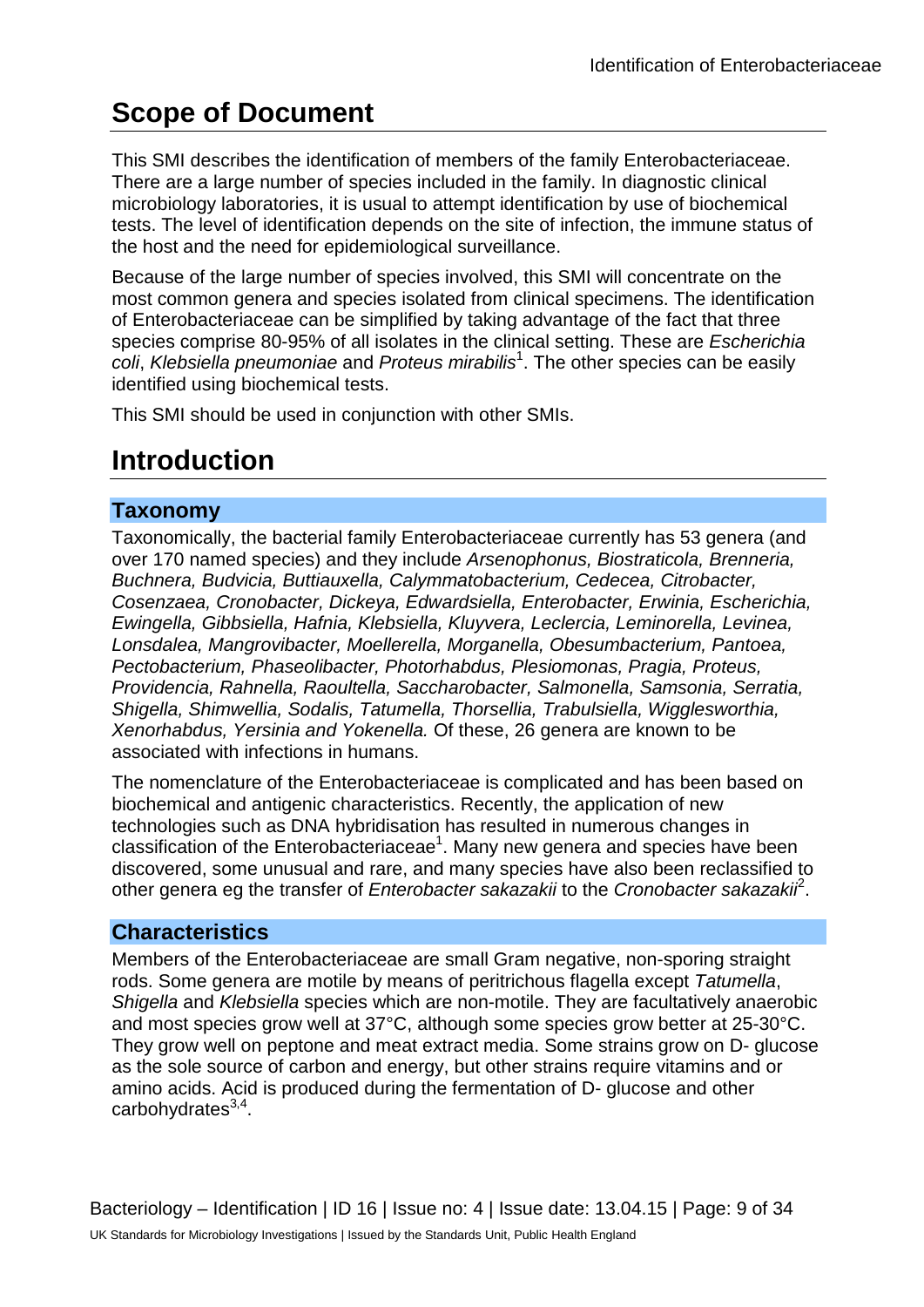# Scope of Document

This SMI describes the identification of members of the family Enterobacteriaceae. There are a large number of species included in the family. In diagnostic clinical microbiology laboratories, it is usual to attempt identification by use of biochemical tests. The level of identification depends on the site of infection, the immune status of the host and the need for epidemiological surveillance.

Because of the large number of species involved, this SMI will concentrate on the most common genera and species isolated from clinical specimens. The identification of Enterobacteriaceae can be simplified by taking advantage of the fact that three species comprise 80-95% of all isolates in the clinical setting. These are *Escherichia coli*, *Klebsiella pneumoniae* and *Proteus mirabilis*[1]. The other species can be easily identified using biochemical tests.

This SMI should be used in conjunction with other SMIs.

# Introduction

## Taxonomy

Taxonomically, the bacterial family Enterobacteriaceae currently has 53 genera (and over 170 named species) and they include *Arsenophonus, Biostraticola, Brenneria, Buchnera, Budvicia, Buttiauxella, Calymmatobacterium, Cedecea, Citrobacter, Cosenzaea, Cronobacter, Dickeya, Edwardsiella, Enterobacter, Erwinia, Escherichia, Ewingella, Gibbsiella, Hafnia, Klebsiella, Kluyvera, Leclercia, Leminorella, Levinea, Lonsdalea, Mangrovibacter, Moellerella, Morganella, Obesumbacterium, Pantoea, Pectobacterium, Phaseolibacter, Photorhabdus, Plesiomonas, Pragia, Proteus, Providencia, Rahnella, Raoultella, Saccharobacter, Salmonella, Samsonia, Serratia, Shigella, Shimwellia, Sodalis, Tatumella, Thorsellia, Trabulsiella, Wigglesworthia, Xenorhabdus, Yersinia and Yokenella.* Of these, 26 genera are known to be associated with infections in humans.

The nomenclature of the Enterobacteriaceae is complicated and has been based on biochemical and antigenic characteristics. Recently, the application of new technologies such as DNA hybridisation has resulted in numerous changes in classification of the Enterobacteriaceae[1]. Many new genera and species have been discovered, some unusual and rare, and many species have also been reclassified to other genera eg the transfer of *Enterobacter sakazakii* to the *Cronobacter sakazakii*[2].

## Characteristics

Members of the Enterobacteriaceae are small Gram negative, non-sporing straight rods. Some genera are motile by means of peritrichous flagella except *Tatumella*, *Shigella* and *Klebsiella* species which are non-motile. They are facultatively anaerobic and most species grow well at 37°C, although some species grow better at 25-30°C. They grow well on peptone and meat extract media. Some strains grow on D- glucose as the sole source of carbon and energy, but other strains require vitamins and or amino acids. Acid is produced during the fermentation of D- glucose and other carbohydrates[3,4].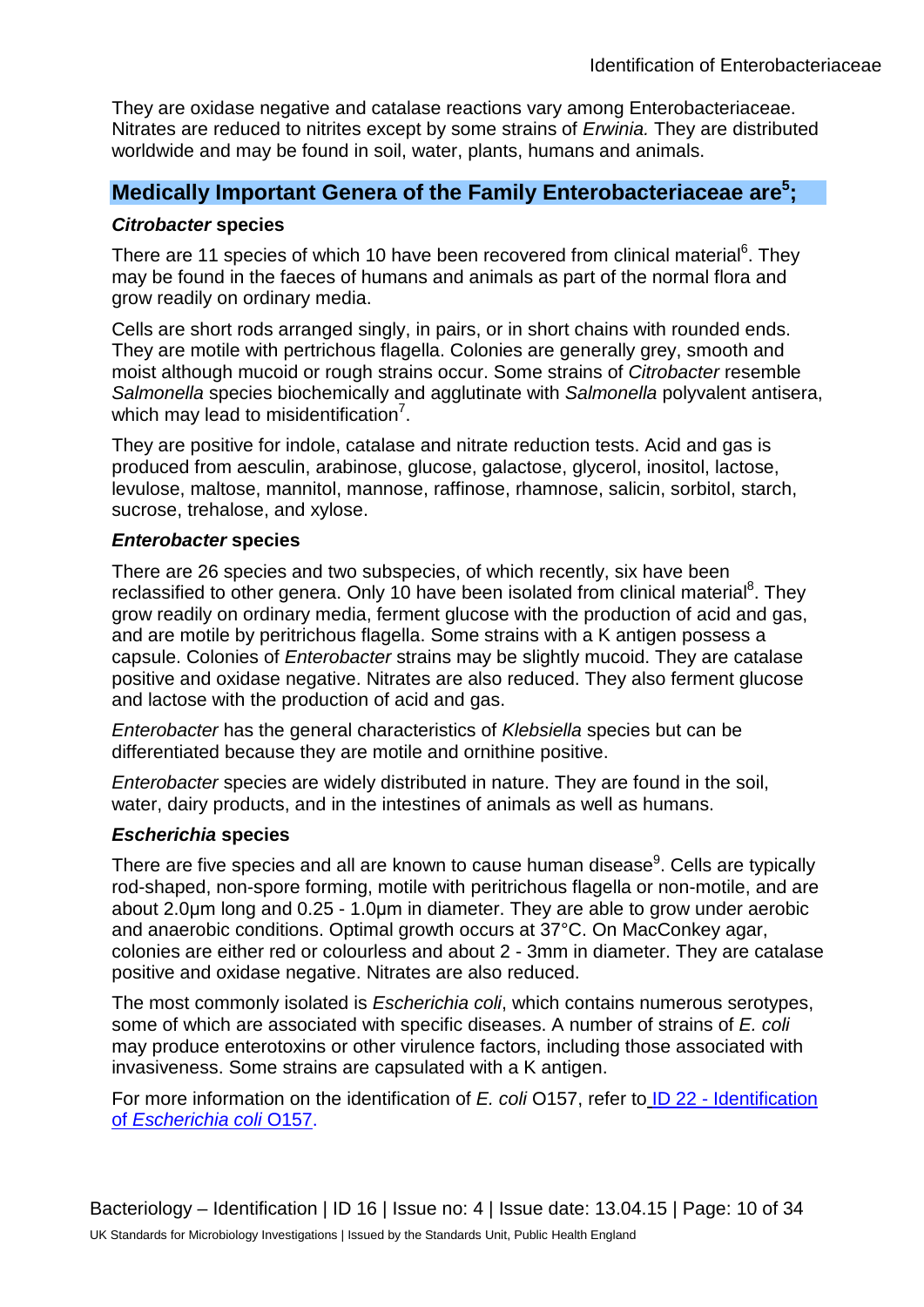They are oxidase negative and catalase reactions vary among Enterobacteriaceae. Nitrates are reduced to nitrites except by some strains of *Erwinia.* They are distributed worldwide and may be found in soil, water, plants, humans and animals.

## Medically Important Genera of the Family Enterobacteriaceae are[5];

### *Citrobacter* species

There are 11 species of which 10 have been recovered from clinical material[6]. They may be found in the faeces of humans and animals as part of the normal flora and grow readily on ordinary media.

Cells are short rods arranged singly, in pairs, or in short chains with rounded ends. They are motile with pertrichous flagella. Colonies are generally grey, smooth and moist although mucoid or rough strains occur. Some strains of *Citrobacter* resemble *Salmonella* species biochemically and agglutinate with *Salmonella* polyvalent antisera, which may lead to misidentification[7].

They are positive for indole, catalase and nitrate reduction tests. Acid and gas is produced from aesculin, arabinose, glucose, galactose, glycerol, inositol, lactose, levulose, maltose, mannitol, mannose, raffinose, rhamnose, salicin, sorbitol, starch, sucrose, trehalose, and xylose.

### *Enterobacter* species

There are 26 species and two subspecies, of which recently, six have been reclassified to other genera. Only 10 have been isolated from clinical material[8]. They grow readily on ordinary media, ferment glucose with the production of acid and gas, and are motile by peritrichous flagella. Some strains with a K antigen possess a capsule. Colonies of *Enterobacter* strains may be slightly mucoid. They are catalase positive and oxidase negative. Nitrates are also reduced. They also ferment glucose and lactose with the production of acid and gas.

*Enterobacter* has the general characteristics of *Klebsiella* species but can be differentiated because they are motile and ornithine positive.

*Enterobacter* species are widely distributed in nature. They are found in the soil, water, dairy products, and in the intestines of animals as well as humans.

### *Escherichia* species

There are five species and all are known to cause human disease[9]. Cells are typically rod-shaped, non-spore forming, motile with peritrichous flagella or non-motile, and are about 2.0µm long and 0.25 - 1.0µm in diameter. They are able to grow under aerobic and anaerobic conditions. Optimal growth occurs at 37°C. On MacConkey agar, colonies are either red or colourless and about 2 - 3mm in diameter. They are catalase positive and oxidase negative. Nitrates are also reduced.

The most commonly isolated is *Escherichia coli*, which contains numerous serotypes, some of which are associated with specific diseases. A number of strains of *E. coli* may produce enterotoxins or other virulence factors, including those associated with invasiveness. Some strains are capsulated with a K antigen.

For more information on the identification of *E. coli* O157, refer to ID 22 - Identification of *Escherichia coli* O157.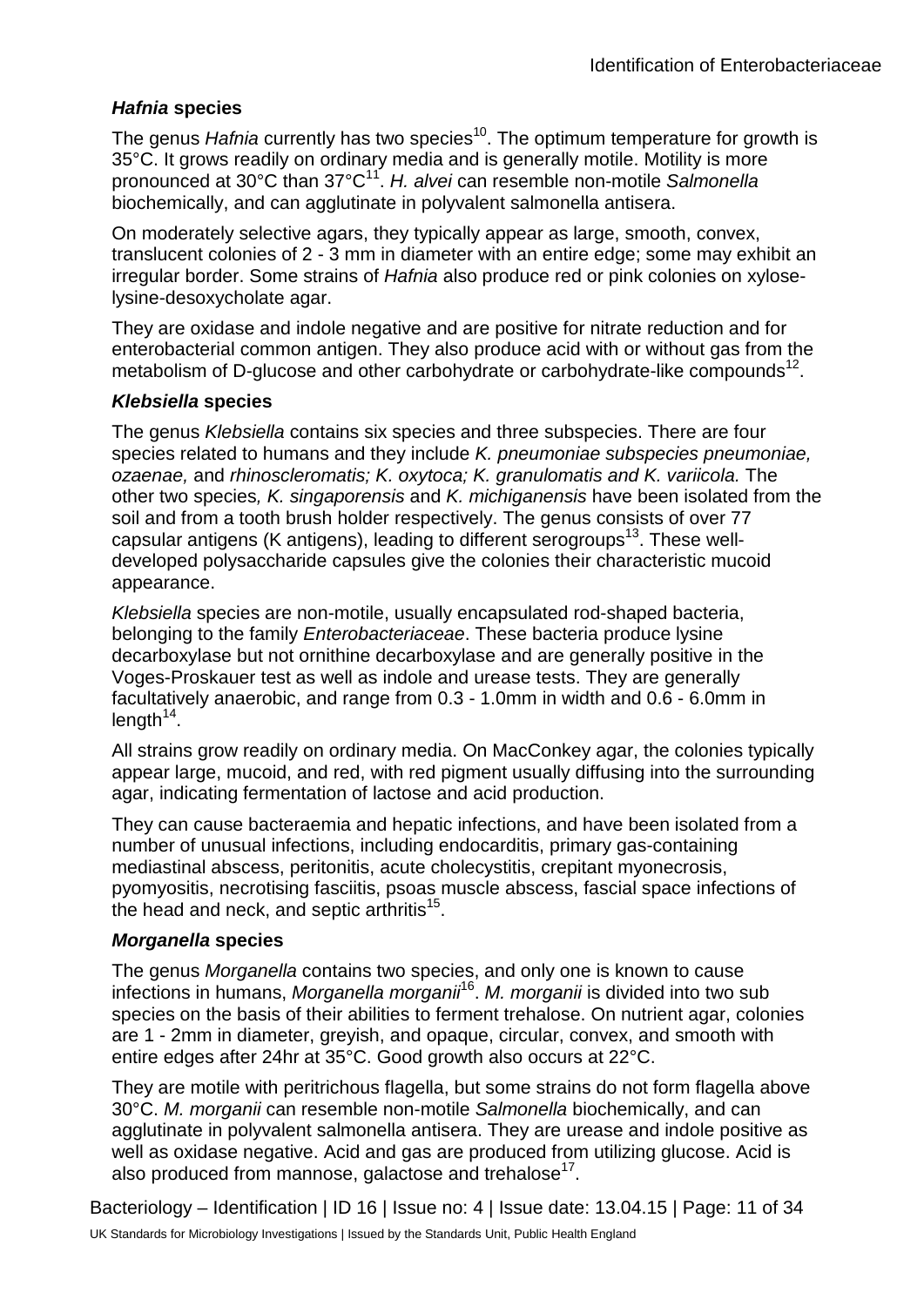### *Hafnia* species

The genus *Hafnia* currently has two species[10]. The optimum temperature for growth is 35°C. It grows readily on ordinary media and is generally motile. Motility is more pronounced at 30°C than 37°C[11]. *H. alvei* can resemble non-motile *Salmonella* biochemically, and can agglutinate in polyvalent salmonella antisera.

On moderately selective agars, they typically appear as large, smooth, convex, translucent colonies of 2 - 3 mm in diameter with an entire edge; some may exhibit an irregular border. Some strains of *Hafnia* also produce red or pink colonies on xylose-lysine-desoxycholate agar.

They are oxidase and indole negative and are positive for nitrate reduction and for enterobacterial common antigen. They also produce acid with or without gas from the metabolism of D-glucose and other carbohydrate or carbohydrate-like compounds[12].

### *Klebsiella* species

The genus *Klebsiella* contains six species and three subspecies. There are four species related to humans and they include *K. pneumoniae subspecies pneumoniae, ozaenae,* and *rhinoscleromatis; K. oxytoca; K. granulomatis and K. variicola.* The other two species*, K. singaporensis* and *K. michiganensis* have been isolated from the soil and from a tooth brush holder respectively. The genus consists of over 77 capsular antigens (K antigens), leading to different serogroups[13]. These well-developed polysaccharide capsules give the colonies their characteristic mucoid appearance.

*Klebsiella* species are non-motile, usually encapsulated rod-shaped bacteria, belonging to the family *Enterobacteriaceae*. These bacteria produce lysine decarboxylase but not ornithine decarboxylase and are generally positive in the Voges-Proskauer test as well as indole and urease tests. They are generally facultatively anaerobic, and range from 0.3 - 1.0mm in width and 0.6 - 6.0mm in length[14].

All strains grow readily on ordinary media. On MacConkey agar, the colonies typically appear large, mucoid, and red, with red pigment usually diffusing into the surrounding agar, indicating fermentation of lactose and acid production.

They can cause bacteraemia and hepatic infections, and have been isolated from a number of unusual infections, including endocarditis, primary gas-containing mediastinal abscess, peritonitis, acute cholecystitis, crepitant myonecrosis, pyomyositis, necrotising fasciitis, psoas muscle abscess, fascial space infections of the head and neck, and septic arthritis[15].

### *Morganella* species

The genus *Morganella* contains two species, and only one is known to cause infections in humans, *Morganella morganii*[16]. *M. morganii* is divided into two sub species on the basis of their abilities to ferment trehalose. On nutrient agar, colonies are 1 - 2mm in diameter, greyish, and opaque, circular, convex, and smooth with entire edges after 24hr at 35°C. Good growth also occurs at 22°C.

They are motile with peritrichous flagella, but some strains do not form flagella above 30°C. *M. morganii* can resemble non-motile *Salmonella* biochemically, and can agglutinate in polyvalent salmonella antisera. They are urease and indole positive as well as oxidase negative. Acid and gas are produced from utilizing glucose. Acid is also produced from mannose, galactose and trehalose[17].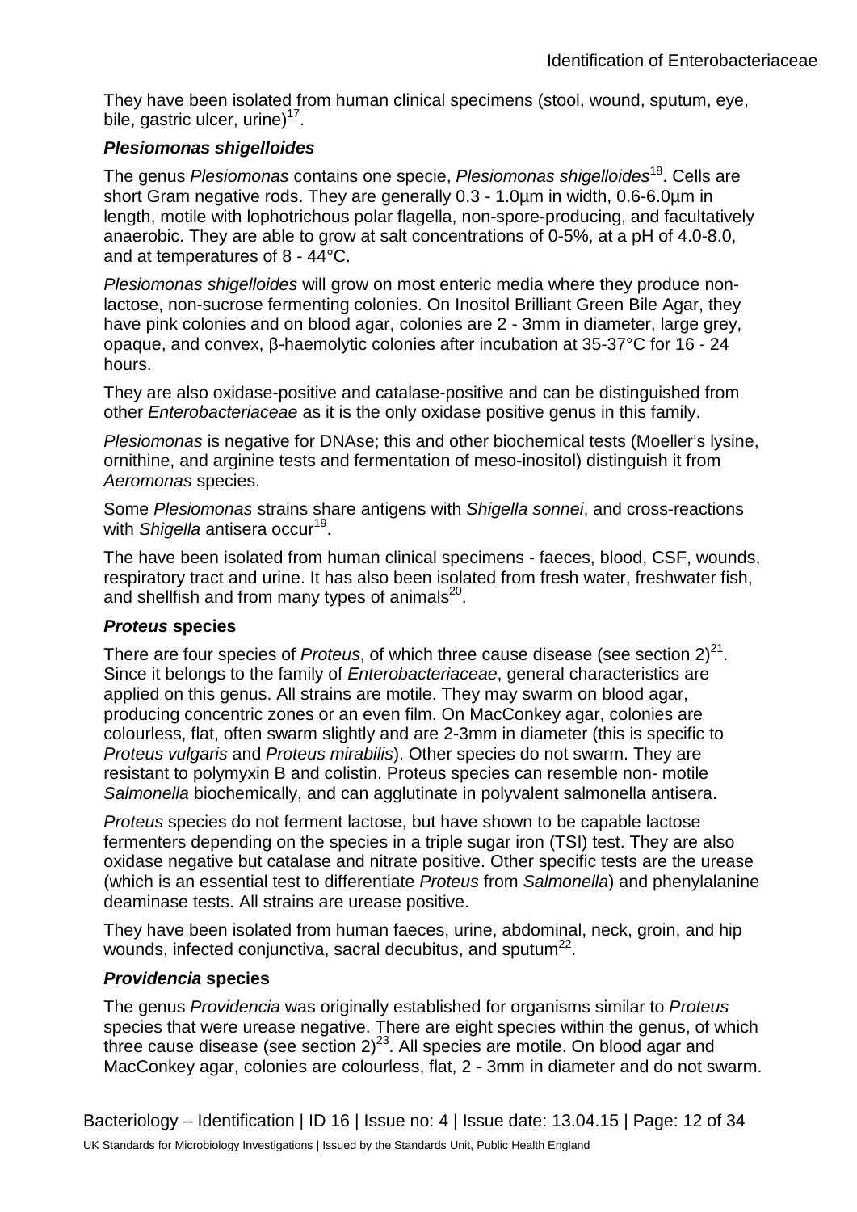They have been isolated from human clinical specimens (stool, wound, sputum, eye, bile, gastric ulcer, urine)[17].

### *Plesiomonas shigelloides*

The genus *Plesiomonas* contains one specie, *Plesiomonas shigelloides*[18]. Cells are short Gram negative rods. They are generally 0.3 - 1.0µm in width, 0.6-6.0µm in length, motile with lophotrichous polar flagella, non-spore-producing, and facultatively anaerobic. They are able to grow at salt concentrations of 0-5%, at a pH of 4.0-8.0, and at temperatures of 8 - 44°C.

*Plesiomonas shigelloides* will grow on most enteric media where they produce non-lactose, non-sucrose fermenting colonies. On Inositol Brilliant Green Bile Agar, they have pink colonies and on blood agar, colonies are 2 - 3mm in diameter, large grey, opaque, and convex, β-haemolytic colonies after incubation at 35-37°C for 16 - 24 hours.

They are also oxidase-positive and catalase-positive and can be distinguished from other *Enterobacteriaceae* as it is the only oxidase positive genus in this family.

*Plesiomonas* is negative for DNAse; this and other biochemical tests (Moeller's lysine, ornithine, and arginine tests and fermentation of meso-inositol) distinguish it from *Aeromonas* species.

Some *Plesiomonas* strains share antigens with *Shigella sonnei*, and cross-reactions with *Shigella* antisera occur[19].

The have been isolated from human clinical specimens - faeces, blood, CSF, wounds, respiratory tract and urine. It has also been isolated from fresh water, freshwater fish, and shellfish and from many types of animals[20].

### *Proteus* species

There are four species of *Proteus*, of which three cause disease (see section 2)[21]. Since it belongs to the family of *Enterobacteriaceae*, general characteristics are applied on this genus. All strains are motile. They may swarm on blood agar, producing concentric zones or an even film. On MacConkey agar, colonies are colourless, flat, often swarm slightly and are 2-3mm in diameter (this is specific to *Proteus vulgaris* and *Proteus mirabilis*). Other species do not swarm. They are resistant to polymyxin B and colistin. Proteus species can resemble non- motile *Salmonella* biochemically, and can agglutinate in polyvalent salmonella antisera.

*Proteus* species do not ferment lactose, but have shown to be capable lactose fermenters depending on the species in a triple sugar iron (TSI) test. They are also oxidase negative but catalase and nitrate positive. Other specific tests are the urease (which is an essential test to differentiate *Proteus* from *Salmonella*) and phenylalanine deaminase tests. All strains are urease positive.

They have been isolated from human faeces, urine, abdominal, neck, groin, and hip wounds, infected conjunctiva, sacral decubitus, and sputum[22].

### *Providencia* species

The genus *Providencia* was originally established for organisms similar to *Proteus* species that were urease negative. There are eight species within the genus, of which three cause disease (see section 2)[23]. All species are motile. On blood agar and MacConkey agar, colonies are colourless, flat, 2 - 3mm in diameter and do not swarm.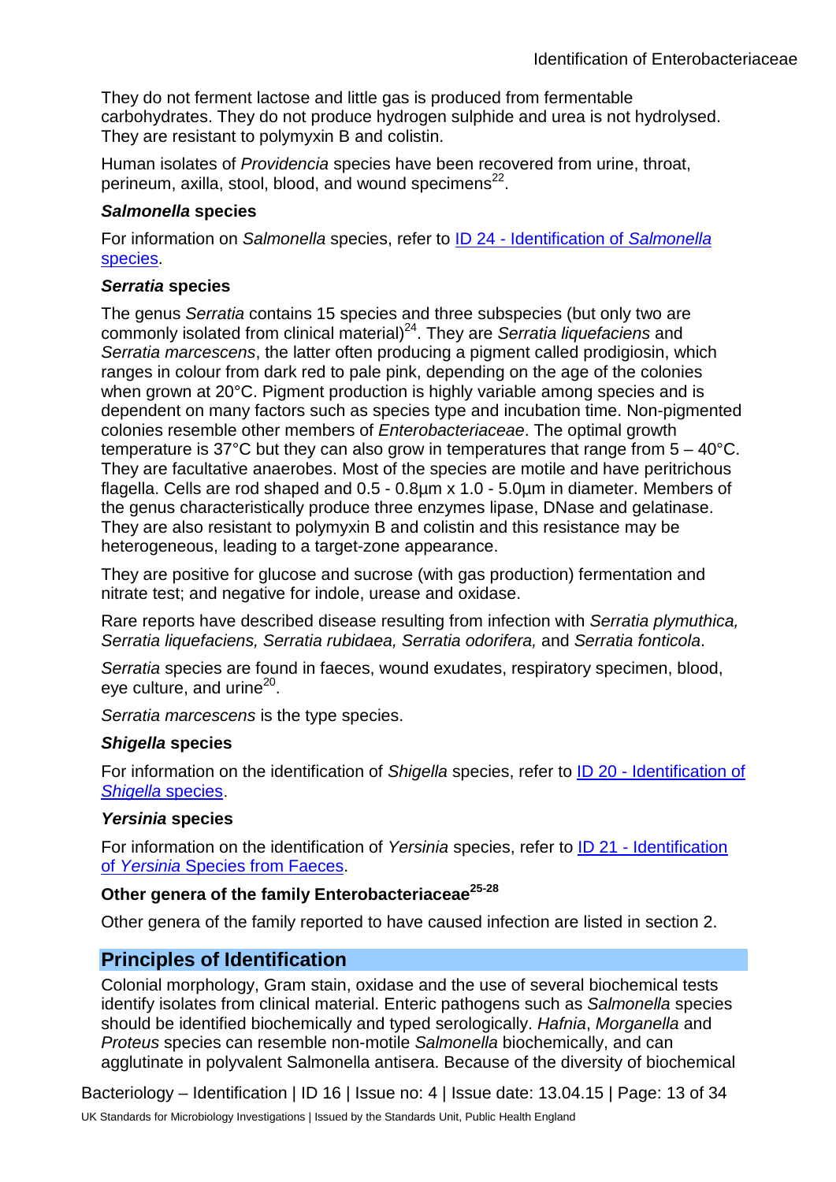They do not ferment lactose and little gas is produced from fermentable carbohydrates. They do not produce hydrogen sulphide and urea is not hydrolysed. They are resistant to polymyxin B and colistin.

Human isolates of *Providencia* species have been recovered from urine, throat, perineum, axilla, stool, blood, and wound specimens[22].

### *Salmonella* species

For information on *Salmonella* species, refer to [ID 24 - Identification of *Salmonella* species](#).

### *Serratia* species

The genus *Serratia* contains 15 species and three subspecies (but only two are commonly isolated from clinical material)[24]. They are *Serratia liquefaciens* and *Serratia marcescens*, the latter often producing a pigment called prodigiosin, which ranges in colour from dark red to pale pink, depending on the age of the colonies when grown at 20°C. Pigment production is highly variable among species and is dependent on many factors such as species type and incubation time. Non-pigmented colonies resemble other members of *Enterobacteriaceae*. The optimal growth temperature is 37°C but they can also grow in temperatures that range from 5 – 40°C. They are facultative anaerobes. Most of the species are motile and have peritrichous flagella. Cells are rod shaped and 0.5 - 0.8µm x 1.0 - 5.0µm in diameter. Members of the genus characteristically produce three enzymes lipase, DNase and gelatinase. They are also resistant to polymyxin B and colistin and this resistance may be heterogeneous, leading to a target-zone appearance.

They are positive for glucose and sucrose (with gas production) fermentation and nitrate test; and negative for indole, urease and oxidase.

Rare reports have described disease resulting from infection with *Serratia plymuthica, Serratia liquefaciens, Serratia rubidaea, Serratia odorifera,* and *Serratia fonticola*.

*Serratia* species are found in faeces, wound exudates, respiratory specimen, blood, eye culture, and urine[20].

*Serratia marcescens* is the type species.

### *Shigella* species

For information on the identification of *Shigella* species, refer to [ID 20 - Identification of *Shigella* species](#).

### *Yersinia* species

For information on the identification of *Yersinia* species, refer to [ID 21 - Identification of *Yersinia* Species from Faeces](#).

### Other genera of the family Enterobacteriaceae[25-28]

Other genera of the family reported to have caused infection are listed in section 2.

## Principles of Identification

Colonial morphology, Gram stain, oxidase and the use of several biochemical tests identify isolates from clinical material. Enteric pathogens such as *Salmonella* species should be identified biochemically and typed serologically. *Hafnia*, *Morganella* and *Proteus* species can resemble non-motile *Salmonella* biochemically, and can agglutinate in polyvalent Salmonella antisera. Because of the diversity of biochemical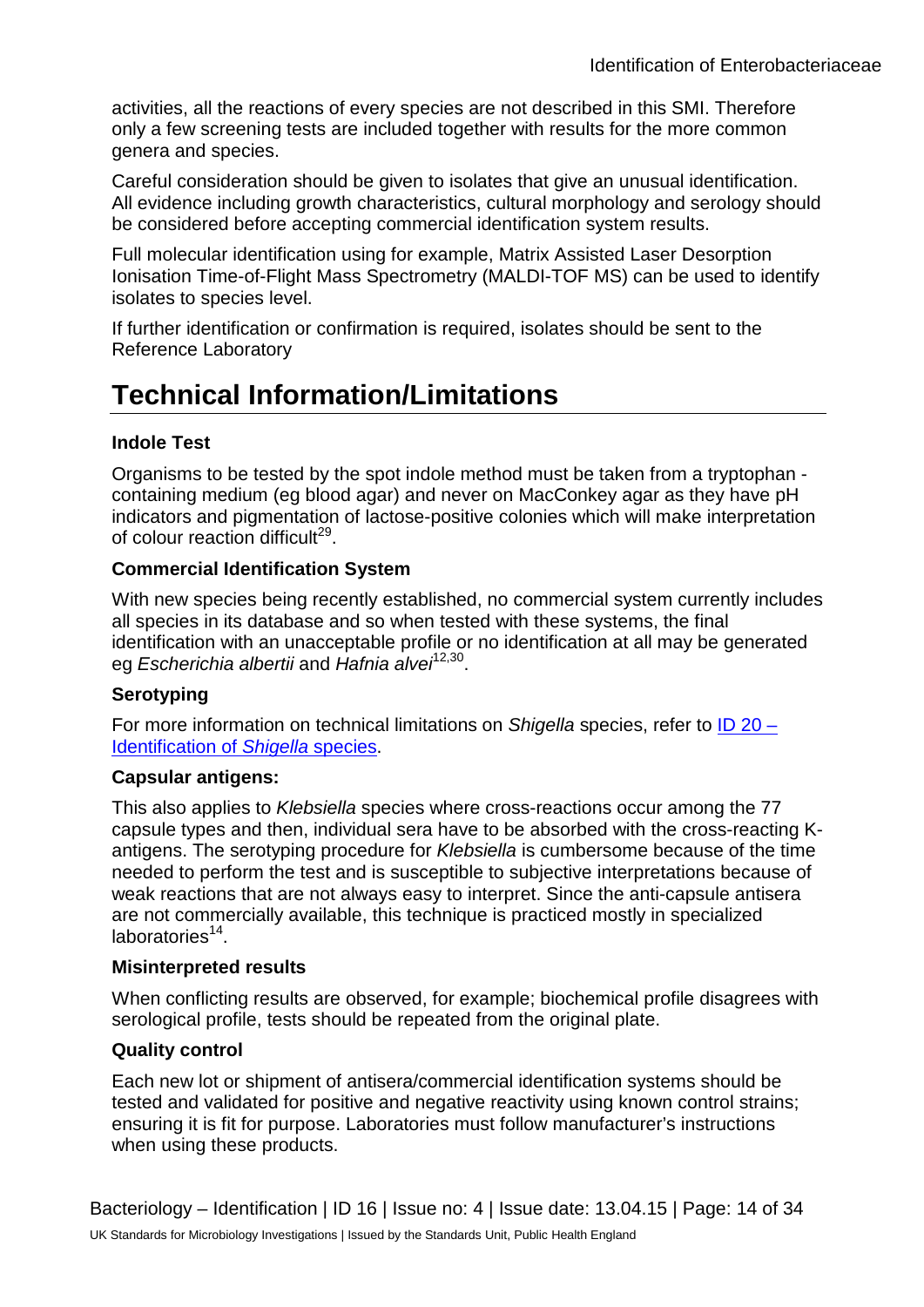activities, all the reactions of every species are not described in this SMI. Therefore only a few screening tests are included together with results for the more common genera and species.

Careful consideration should be given to isolates that give an unusual identification. All evidence including growth characteristics, cultural morphology and serology should be considered before accepting commercial identification system results.

Full molecular identification using for example, Matrix Assisted Laser Desorption Ionisation Time-of-Flight Mass Spectrometry (MALDI-TOF MS) can be used to identify isolates to species level.

If further identification or confirmation is required, isolates should be sent to the Reference Laboratory

# Technical Information/Limitations

**Indole Test**

Organisms to be tested by the spot indole method must be taken from a tryptophan - containing medium (eg blood agar) and never on MacConkey agar as they have pH indicators and pigmentation of lactose-positive colonies which will make interpretation of colour reaction difficult[29].

**Commercial Identification System**

With new species being recently established, no commercial system currently includes all species in its database and so when tested with these systems, the final identification with an unacceptable profile or no identification at all may be generated eg *Escherichia albertii* and *Hafnia alvei*[12,30].

**Serotyping**

For more information on technical limitations on *Shigella* species, refer to ID 20 – Identification of *Shigella* species.

**Capsular antigens:**

This also applies to *Klebsiella* species where cross-reactions occur among the 77 capsule types and then, individual sera have to be absorbed with the cross-reacting K-antigens. The serotyping procedure for *Klebsiella* is cumbersome because of the time needed to perform the test and is susceptible to subjective interpretations because of weak reactions that are not always easy to interpret. Since the anti-capsule antisera are not commercially available, this technique is practiced mostly in specialized laboratories[14].

**Misinterpreted results**

When conflicting results are observed, for example; biochemical profile disagrees with serological profile, tests should be repeated from the original plate.

**Quality control**

Each new lot or shipment of antisera/commercial identification systems should be tested and validated for positive and negative reactivity using known control strains; ensuring it is fit for purpose. Laboratories must follow manufacturer's instructions when using these products.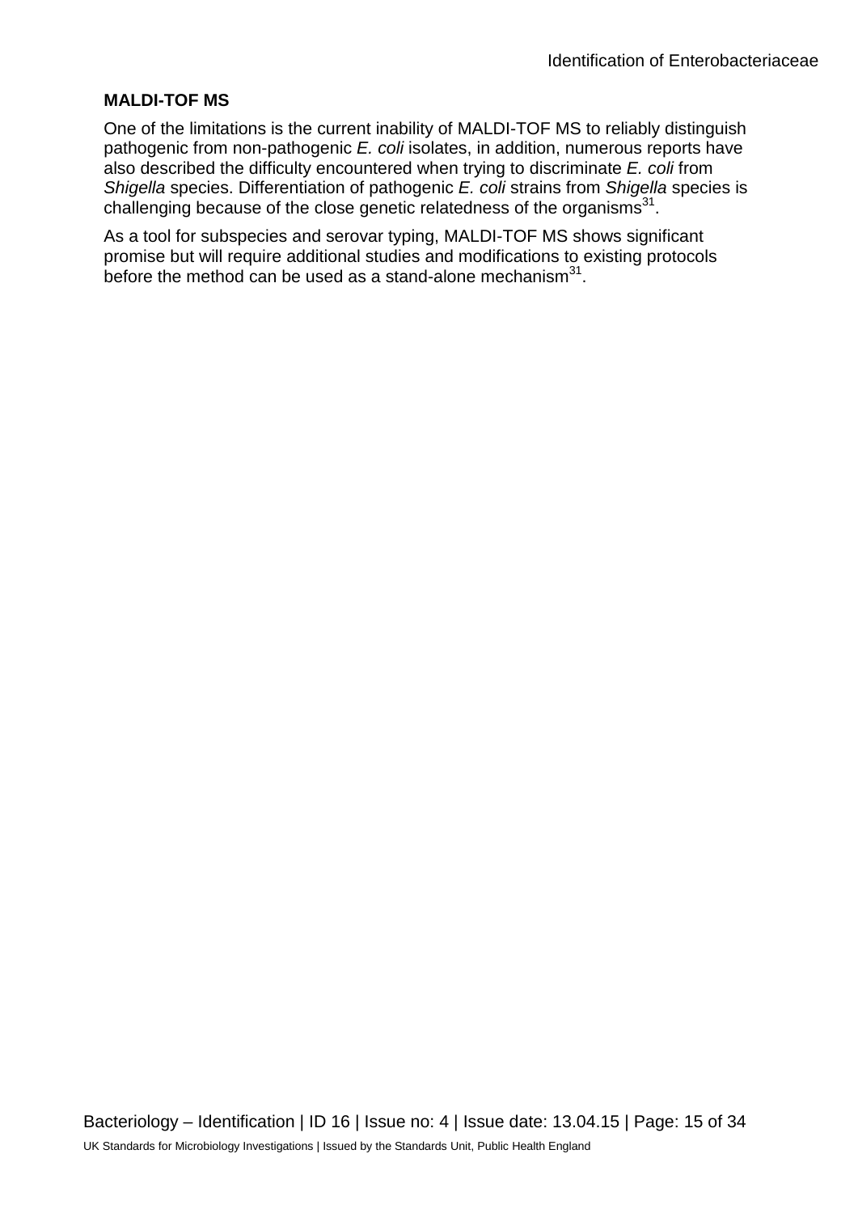**MALDI-TOF MS**

One of the limitations is the current inability of MALDI-TOF MS to reliably distinguish pathogenic from non-pathogenic *E. coli* isolates, in addition, numerous reports have also described the difficulty encountered when trying to discriminate *E. coli* from *Shigella* species. Differentiation of pathogenic *E. coli* strains from *Shigella* species is challenging because of the close genetic relatedness of the organisms[31].

As a tool for subspecies and serovar typing, MALDI-TOF MS shows significant promise but will require additional studies and modifications to existing protocols before the method can be used as a stand-alone mechanism[31].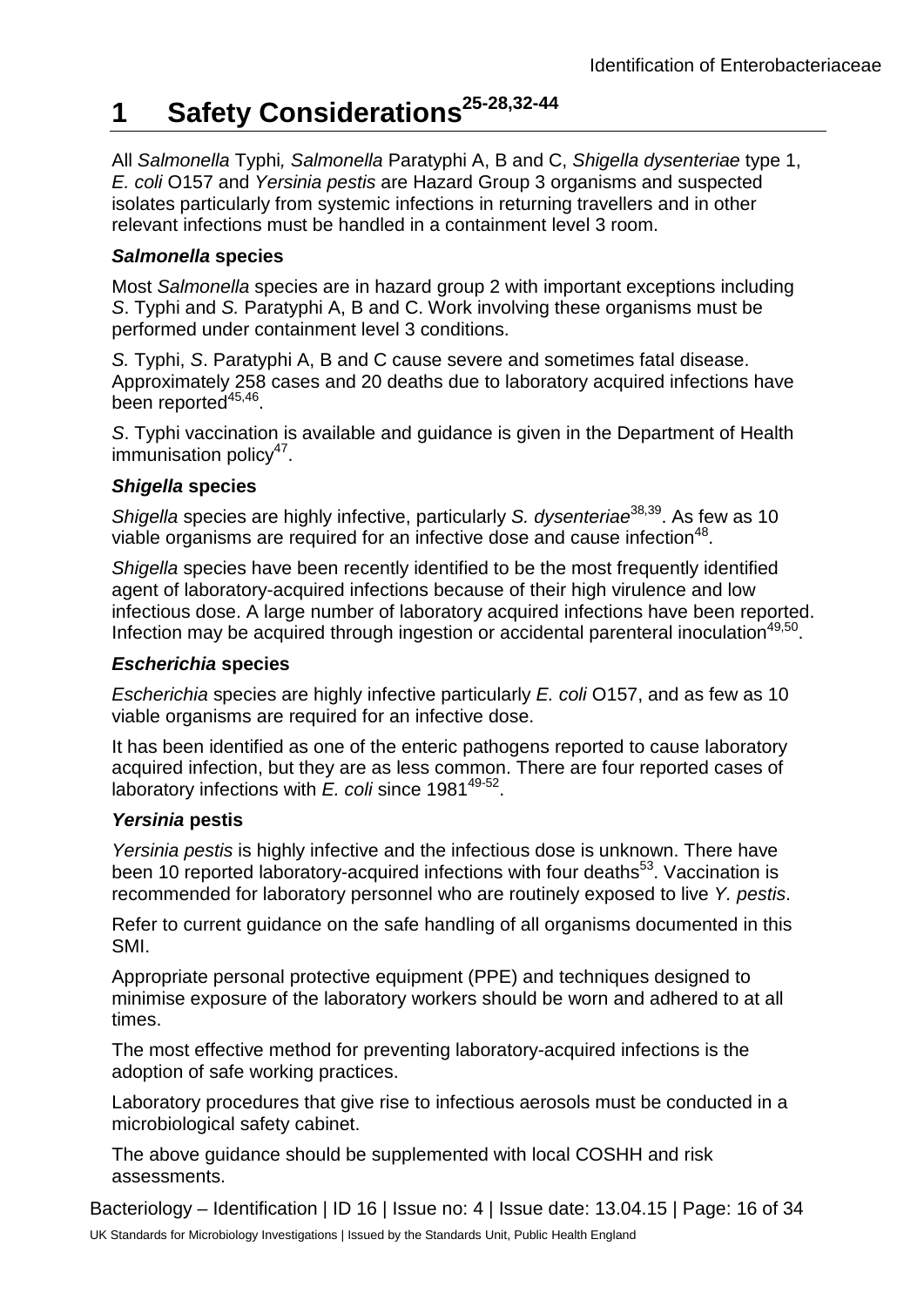# 1 Safety Considerations[25-28,32-44]

All *Salmonella* Typhi*, Salmonella* Paratyphi A, B and C, *Shigella dysenteriae* type 1, *E. coli* O157 and *Yersinia pestis* are Hazard Group 3 organisms and suspected isolates particularly from systemic infections in returning travellers and in other relevant infections must be handled in a containment level 3 room.

***Salmonella* species**

Most *Salmonella* species are in hazard group 2 with important exceptions including *S*. Typhi and *S.* Paratyphi A, B and C. Work involving these organisms must be performed under containment level 3 conditions.

*S.* Typhi, *S*. Paratyphi A, B and C cause severe and sometimes fatal disease. Approximately 258 cases and 20 deaths due to laboratory acquired infections have been reported[45,46].

*S*. Typhi vaccination is available and guidance is given in the Department of Health immunisation policy[47].

***Shigella* species**

*Shigella* species are highly infective, particularly *S. dysenteriae*[38,39]. As few as 10 viable organisms are required for an infective dose and cause infection[48].

*Shigella* species have been recently identified to be the most frequently identified agent of laboratory-acquired infections because of their high virulence and low infectious dose. A large number of laboratory acquired infections have been reported. Infection may be acquired through ingestion or accidental parenteral inoculation[49,50].

***Escherichia* species**

*Escherichia* species are highly infective particularly *E. coli* O157, and as few as 10 viable organisms are required for an infective dose.

It has been identified as one of the enteric pathogens reported to cause laboratory acquired infection, but they are as less common. There are four reported cases of laboratory infections with *E. coli* since 1981[49-52].

***Yersinia* pestis**

*Yersinia pestis* is highly infective and the infectious dose is unknown. There have been 10 reported laboratory-acquired infections with four deaths[53]. Vaccination is recommended for laboratory personnel who are routinely exposed to live *Y. pestis*.

Refer to current guidance on the safe handling of all organisms documented in this SMI.

Appropriate personal protective equipment (PPE) and techniques designed to minimise exposure of the laboratory workers should be worn and adhered to at all times.

The most effective method for preventing laboratory-acquired infections is the adoption of safe working practices.

Laboratory procedures that give rise to infectious aerosols must be conducted in a microbiological safety cabinet.

The above guidance should be supplemented with local COSHH and risk assessments.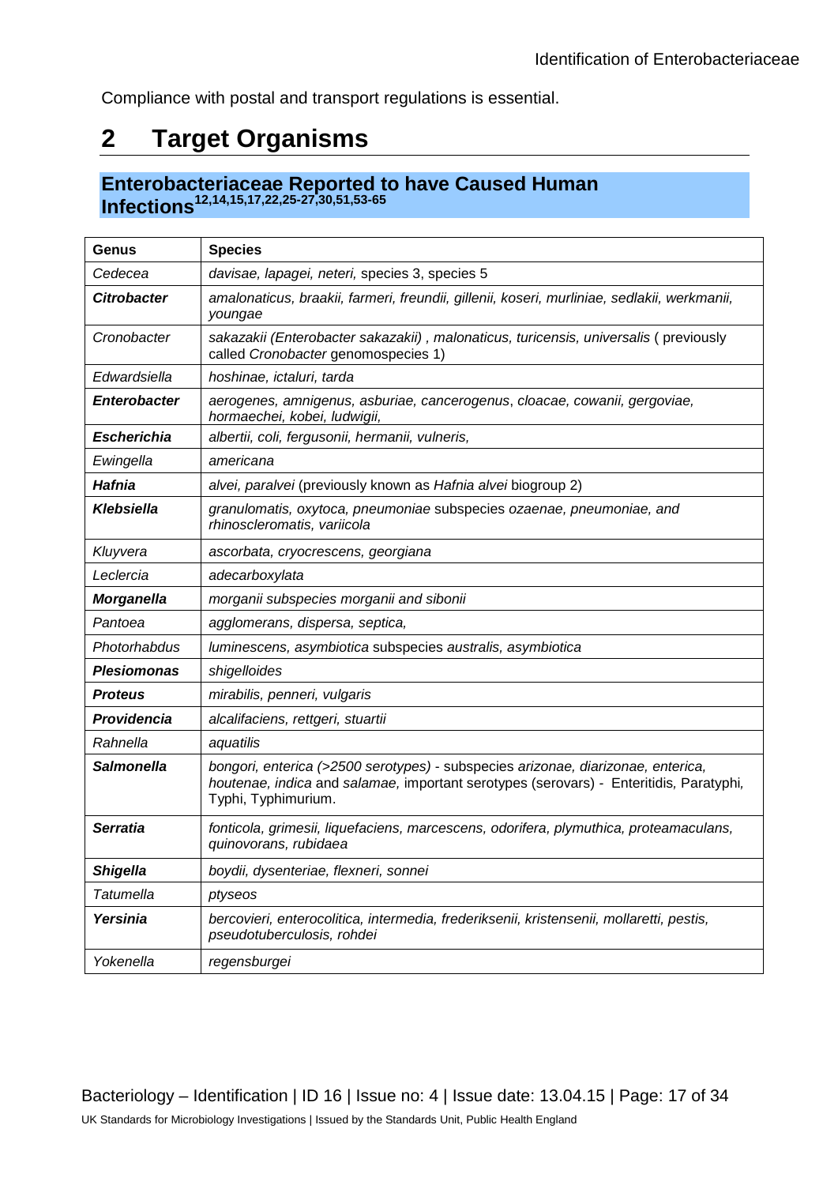Compliance with postal and transport regulations is essential.

# 2 Target Organisms

## Enterobacteriaceae Reported to have Caused Human Infections[12,14,15,17,22,25-27,30,51,53-65]

| Genus | Species |
|---|---|
| *Cedecea* | *davisae, lapagei, neteri,* species 3, species 5 |
| ***Citrobacter*** | *amalonaticus, braakii, farmeri, freundii, gillenii, koseri, murliniae, sedlakii, werkmanii, youngae* |
| *Cronobacter* | *sakazakii (Enterobacter sakazakii) , malonaticus, turicensis, universalis* ( previously called *Cronobacter* genomospecies 1) |
| *Edwardsiella* | *hoshinae, ictaluri, tarda* |
| ***Enterobacter*** | *aerogenes, amnigenus, asburiae, cancerogenus, cloacae, cowanii, gergoviae, hormaechei, kobei, ludwigii,* |
| ***Escherichia*** | *albertii, coli, fergusonii, hermanii, vulneris,* |
| *Ewingella* | *americana* |
| ***Hafnia*** | *alvei, paralvei* (previously known as *Hafnia alvei* biogroup 2) |
| ***Klebsiella*** | *granulomatis, oxytoca, pneumoniae* subspecies *ozaenae, pneumoniae, and rhinoscleromatis, variicola* |
| *Kluyvera* | *ascorbata, cryocrescens, georgiana* |
| *Leclercia* | *adecarboxylata* |
| ***Morganella*** | *morganii subspecies morganii and sibonii* |
| *Pantoea* | *agglomerans, dispersa, septica,* |
| *Photorhabdus* | *luminescens, asymbiotica* subspecies *australis, asymbiotica* |
| ***Plesiomonas*** | *shigelloides* |
| ***Proteus*** | *mirabilis, penneri, vulgaris* |
| ***Providencia*** | *alcalifaciens, rettgeri, stuartii* |
| *Rahnella* | *aquatilis* |
| ***Salmonella*** | *bongori, enterica (>2500 serotypes)* - subspecies *arizonae, diarizonae, enterica, houtenae, indica* and *salamae,* important serotypes (serovars) - Enteritidis, Paratyphi, Typhi, Typhimurium. |
| ***Serratia*** | *fonticola, grimesii, liquefaciens, marcescens, odorifera, plymuthica, proteamaculans, quinovorans, rubidaea* |
| ***Shigella*** | *boydii, dysenteriae, flexneri, sonnei* |
| *Tatumella* | *ptyseos* |
| ***Yersinia*** | *bercovieri, enterocolitica, intermedia, frederiksenii, kristensenii, mollaretti, pestis, pseudotuberculosis, rohdei* |
| *Yokenella* | *regensburgei* |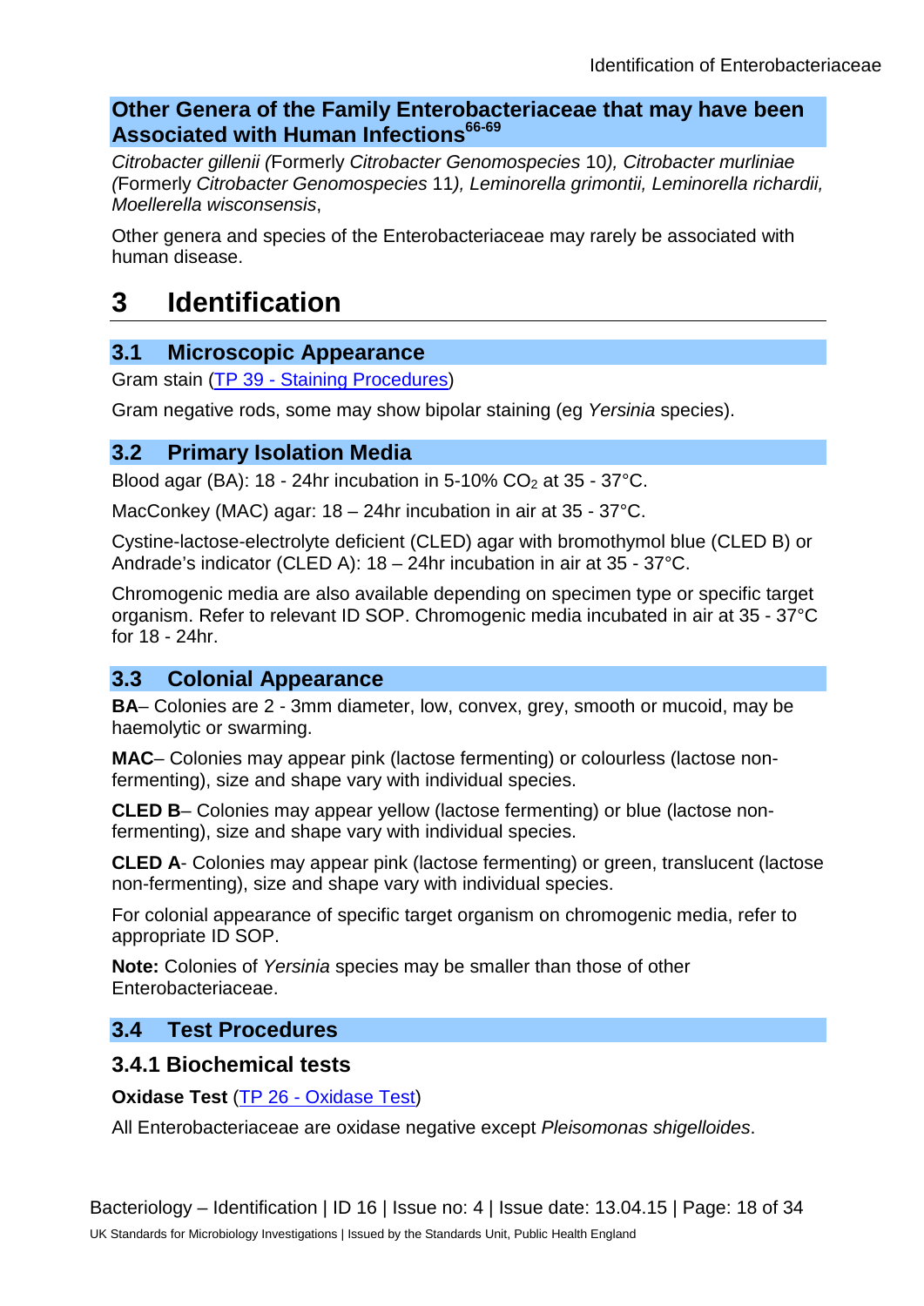## Other Genera of the Family Enterobacteriaceae that may have been Associated with Human Infections[66-69]

*Citrobacter gillenii (*Formerly *Citrobacter Genomospecies* 10*), Citrobacter murliniae (*Formerly *Citrobacter Genomospecies* 11*), Leminorella grimontii, Leminorella richardii, Moellerella wisconsensis*,

Other genera and species of the Enterobacteriaceae may rarely be associated with human disease.

# 3 Identification

## 3.1 Microscopic Appearance

Gram stain (TP 39 - Staining Procedures)

Gram negative rods, some may show bipolar staining (eg *Yersinia* species).

## 3.2 Primary Isolation Media

Blood agar (BA): 18 - 24hr incubation in 5-10% $CO_2$ at 35 - 37°C.

MacConkey (MAC) agar: 18 – 24hr incubation in air at 35 - 37°C.

Cystine-lactose-electrolyte deficient (CLED) agar with bromothymol blue (CLED B) or Andrade's indicator (CLED A): 18 – 24hr incubation in air at 35 - 37°C.

Chromogenic media are also available depending on specimen type or specific target organism. Refer to relevant ID SOP. Chromogenic media incubated in air at 35 - 37°C for 18 - 24hr.

## 3.3 Colonial Appearance

**BA**– Colonies are 2 - 3mm diameter, low, convex, grey, smooth or mucoid, may be haemolytic or swarming.

**MAC**– Colonies may appear pink (lactose fermenting) or colourless (lactose non-fermenting), size and shape vary with individual species.

**CLED B**– Colonies may appear yellow (lactose fermenting) or blue (lactose non-fermenting), size and shape vary with individual species.

**CLED A**- Colonies may appear pink (lactose fermenting) or green, translucent (lactose non-fermenting), size and shape vary with individual species.

For colonial appearance of specific target organism on chromogenic media, refer to appropriate ID SOP.

**Note:** Colonies of *Yersinia* species may be smaller than those of other Enterobacteriaceae.

## 3.4 Test Procedures

### 3.4.1 Biochemical tests

**Oxidase Test** (TP 26 - Oxidase Test)

All Enterobacteriaceae are oxidase negative except *Pleisomonas shigelloides*.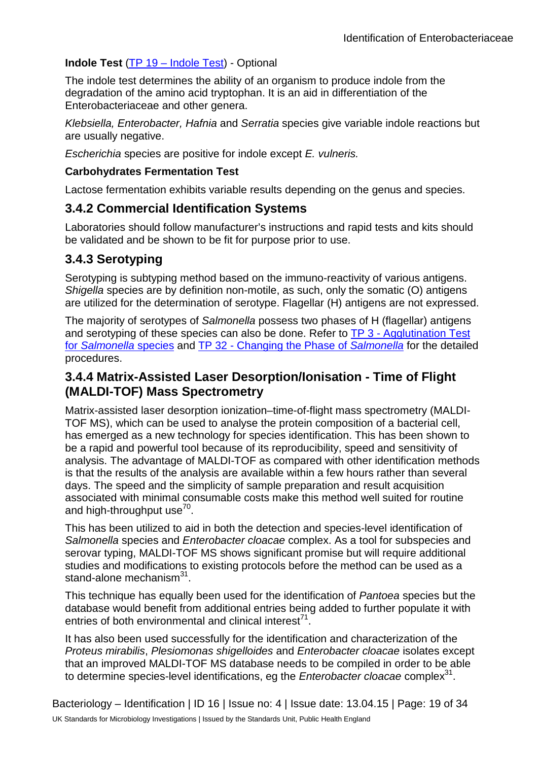**Indole Test** (TP 19 – Indole Test) - Optional

The indole test determines the ability of an organism to produce indole from the degradation of the amino acid tryptophan. It is an aid in differentiation of the Enterobacteriaceae and other genera.

*Klebsiella, Enterobacter, Hafnia* and *Serratia* species give variable indole reactions but are usually negative.

*Escherichia* species are positive for indole except *E. vulneris.*

**Carbohydrates Fermentation Test**

Lactose fermentation exhibits variable results depending on the genus and species.

### 3.4.2 Commercial Identification Systems

Laboratories should follow manufacturer's instructions and rapid tests and kits should be validated and be shown to be fit for purpose prior to use.

### 3.4.3 Serotyping

Serotyping is subtyping method based on the immuno-reactivity of various antigens. *Shigella* species are by definition non-motile, as such, only the somatic (O) antigens are utilized for the determination of serotype. Flagellar (H) antigens are not expressed.

The majority of serotypes of *Salmonella* possess two phases of H (flagellar) antigens and serotyping of these species can also be done. Refer to TP 3 - Agglutination Test for *Salmonella* species and TP 32 - Changing the Phase of *Salmonella* for the detailed procedures.

### 3.4.4 Matrix-Assisted Laser Desorption/Ionisation - Time of Flight (MALDI-TOF) Mass Spectrometry

Matrix-assisted laser desorption ionization–time-of-flight mass spectrometry (MALDI-TOF MS), which can be used to analyse the protein composition of a bacterial cell, has emerged as a new technology for species identification. This has been shown to be a rapid and powerful tool because of its reproducibility, speed and sensitivity of analysis. The advantage of MALDI-TOF as compared with other identification methods is that the results of the analysis are available within a few hours rather than several days. The speed and the simplicity of sample preparation and result acquisition associated with minimal consumable costs make this method well suited for routine and high-throughput use[70].

This has been utilized to aid in both the detection and species-level identification of *Salmonella* species and *Enterobacter cloacae* complex. As a tool for subspecies and serovar typing, MALDI-TOF MS shows significant promise but will require additional studies and modifications to existing protocols before the method can be used as a stand-alone mechanism[31].

This technique has equally been used for the identification of *Pantoea* species but the database would benefit from additional entries being added to further populate it with entries of both environmental and clinical interest[71].

It has also been used successfully for the identification and characterization of the *Proteus mirabilis*, *Plesiomonas shigelloides* and *Enterobacter cloacae* isolates except that an improved MALDI-TOF MS database needs to be compiled in order to be able to determine species-level identifications, eg the *Enterobacter cloacae* complex[31].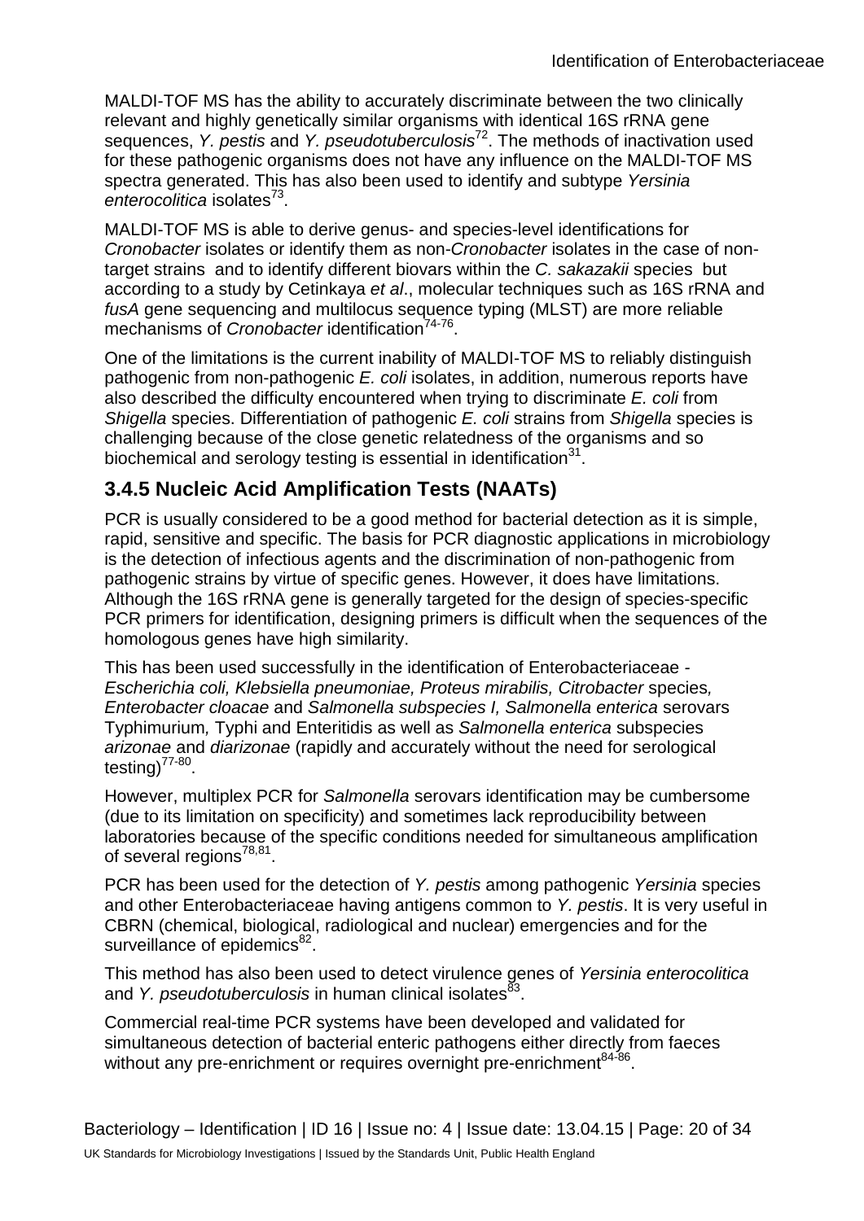MALDI-TOF MS has the ability to accurately discriminate between the two clinically relevant and highly genetically similar organisms with identical 16S rRNA gene sequences, *Y. pestis* and *Y. pseudotuberculosis*[72]. The methods of inactivation used for these pathogenic organisms does not have any influence on the MALDI-TOF MS spectra generated. This has also been used to identify and subtype *Yersinia enterocolitica* isolates[73].

MALDI-TOF MS is able to derive genus- and species-level identifications for *Cronobacter* isolates or identify them as non-*Cronobacter* isolates in the case of non-target strains and to identify different biovars within the *C. sakazakii* species but according to a study by Cetinkaya *et al*., molecular techniques such as 16S rRNA and *fusA* gene sequencing and multilocus sequence typing (MLST) are more reliable mechanisms of *Cronobacter* identification[74-76].

One of the limitations is the current inability of MALDI-TOF MS to reliably distinguish pathogenic from non-pathogenic *E. coli* isolates, in addition, numerous reports have also described the difficulty encountered when trying to discriminate *E. coli* from *Shigella* species. Differentiation of pathogenic *E. coli* strains from *Shigella* species is challenging because of the close genetic relatedness of the organisms and so biochemical and serology testing is essential in identification[31].

### 3.4.5 Nucleic Acid Amplification Tests (NAATs)

PCR is usually considered to be a good method for bacterial detection as it is simple, rapid, sensitive and specific. The basis for PCR diagnostic applications in microbiology is the detection of infectious agents and the discrimination of non-pathogenic from pathogenic strains by virtue of specific genes. However, it does have limitations. Although the 16S rRNA gene is generally targeted for the design of species-specific PCR primers for identification, designing primers is difficult when the sequences of the homologous genes have high similarity.

This has been used successfully in the identification of Enterobacteriaceae - *Escherichia coli, Klebsiella pneumoniae, Proteus mirabilis, Citrobacter* species, *Enterobacter cloacae* and *Salmonella subspecies I, Salmonella enterica* serovars Typhimurium, Typhi and Enteritidis as well as *Salmonella enterica* subspecies *arizonae* and *diarizonae* (rapidly and accurately without the need for serological testing)[77-80].

However, multiplex PCR for *Salmonella* serovars identification may be cumbersome (due to its limitation on specificity) and sometimes lack reproducibility between laboratories because of the specific conditions needed for simultaneous amplification of several regions[78,81].

PCR has been used for the detection of *Y. pestis* among pathogenic *Yersinia* species and other Enterobacteriaceae having antigens common to *Y. pestis*. It is very useful in CBRN (chemical, biological, radiological and nuclear) emergencies and for the surveillance of epidemics[82].

This method has also been used to detect virulence genes of *Yersinia enterocolitica* and *Y. pseudotuberculosis* in human clinical isolates[83].

Commercial real-time PCR systems have been developed and validated for simultaneous detection of bacterial enteric pathogens either directly from faeces without any pre-enrichment or requires overnight pre-enrichment[84-86].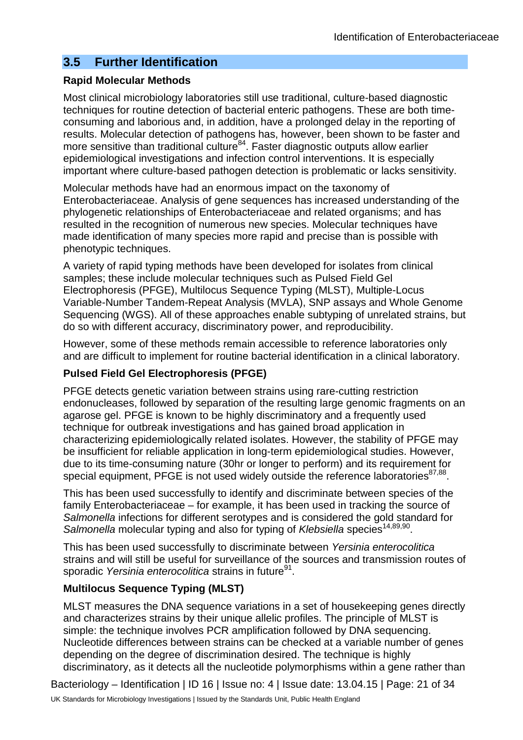## 3.5 Further Identification

### Rapid Molecular Methods

Most clinical microbiology laboratories still use traditional, culture-based diagnostic techniques for routine detection of bacterial enteric pathogens. These are both time-consuming and laborious and, in addition, have a prolonged delay in the reporting of results. Molecular detection of pathogens has, however, been shown to be faster and more sensitive than traditional culture[84]. Faster diagnostic outputs allow earlier epidemiological investigations and infection control interventions. It is especially important where culture-based pathogen detection is problematic or lacks sensitivity.

Molecular methods have had an enormous impact on the taxonomy of Enterobacteriaceae. Analysis of gene sequences has increased understanding of the phylogenetic relationships of Enterobacteriaceae and related organisms; and has resulted in the recognition of numerous new species. Molecular techniques have made identification of many species more rapid and precise than is possible with phenotypic techniques.

A variety of rapid typing methods have been developed for isolates from clinical samples; these include molecular techniques such as Pulsed Field Gel Electrophoresis (PFGE), Multilocus Sequence Typing (MLST), Multiple-Locus Variable-Number Tandem-Repeat Analysis (MVLA), SNP assays and Whole Genome Sequencing (WGS). All of these approaches enable subtyping of unrelated strains, but do so with different accuracy, discriminatory power, and reproducibility.

However, some of these methods remain accessible to reference laboratories only and are difficult to implement for routine bacterial identification in a clinical laboratory.

### Pulsed Field Gel Electrophoresis (PFGE)

PFGE detects genetic variation between strains using rare-cutting restriction endonucleases, followed by separation of the resulting large genomic fragments on an agarose gel. PFGE is known to be highly discriminatory and a frequently used technique for outbreak investigations and has gained broad application in characterizing epidemiologically related isolates. However, the stability of PFGE may be insufficient for reliable application in long-term epidemiological studies. However, due to its time-consuming nature (30hr or longer to perform) and its requirement for special equipment, PFGE is not used widely outside the reference laboratories[87,88].

This has been used successfully to identify and discriminate between species of the family Enterobacteriaceae – for example, it has been used in tracking the source of *Salmonella* infections for different serotypes and is considered the gold standard for *Salmonella* molecular typing and also for typing of *Klebsiella* species[14,89,90].

This has been used successfully to discriminate between *Yersinia enterocolitica* strains and will still be useful for surveillance of the sources and transmission routes of sporadic *Yersinia enterocolitica* strains in future[91].

### Multilocus Sequence Typing (MLST)

MLST measures the DNA sequence variations in a set of housekeeping genes directly and characterizes strains by their unique allelic profiles. The principle of MLST is simple: the technique involves PCR amplification followed by DNA sequencing. Nucleotide differences between strains can be checked at a variable number of genes depending on the degree of discrimination desired. The technique is highly discriminatory, as it detects all the nucleotide polymorphisms within a gene rather than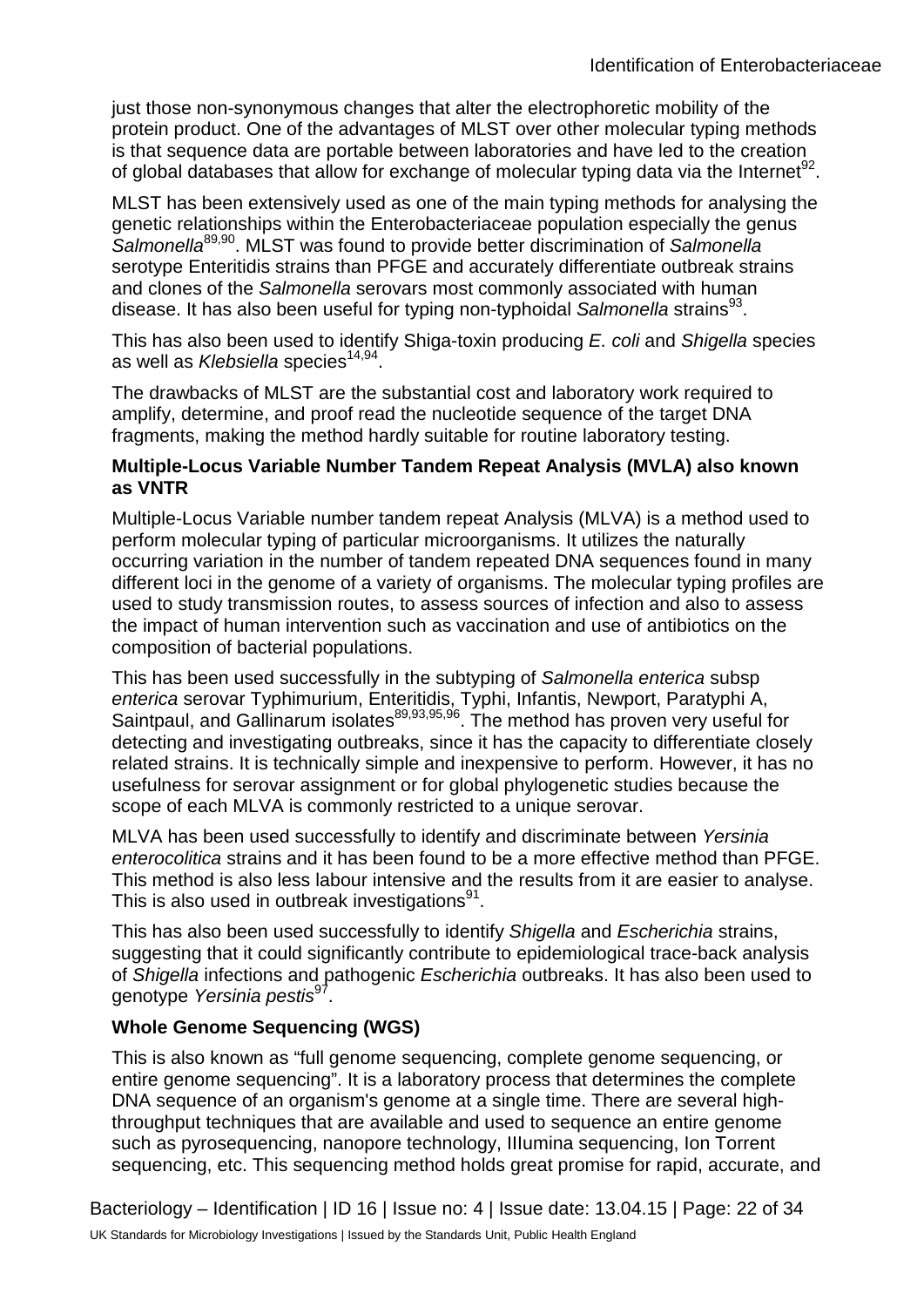just those non-synonymous changes that alter the electrophoretic mobility of the protein product. One of the advantages of MLST over other molecular typing methods is that sequence data are portable between laboratories and have led to the creation of global databases that allow for exchange of molecular typing data via the Internet[92].

MLST has been extensively used as one of the main typing methods for analysing the genetic relationships within the Enterobacteriaceae population especially the genus *Salmonella*[89,90]. MLST was found to provide better discrimination of *Salmonella* serotype Enteritidis strains than PFGE and accurately differentiate outbreak strains and clones of the *Salmonella* serovars most commonly associated with human disease. It has also been useful for typing non-typhoidal *Salmonella* strains[93].

This has also been used to identify Shiga-toxin producing *E. coli* and *Shigella* species as well as *Klebsiella* species[14,94].

The drawbacks of MLST are the substantial cost and laboratory work required to amplify, determine, and proof read the nucleotide sequence of the target DNA fragments, making the method hardly suitable for routine laboratory testing.

**Multiple-Locus Variable Number Tandem Repeat Analysis (MVLA) also known as VNTR**

Multiple-Locus Variable number tandem repeat Analysis (MLVA) is a method used to perform molecular typing of particular microorganisms. It utilizes the naturally occurring variation in the number of tandem repeated DNA sequences found in many different loci in the genome of a variety of organisms. The molecular typing profiles are used to study transmission routes, to assess sources of infection and also to assess the impact of human intervention such as vaccination and use of antibiotics on the composition of bacterial populations.

This has been used successfully in the subtyping of *Salmonella enterica* subsp *enterica* serovar Typhimurium, Enteritidis, Typhi, Infantis, Newport, Paratyphi A, Saintpaul, and Gallinarum isolates[89,93,95,96]. The method has proven very useful for detecting and investigating outbreaks, since it has the capacity to differentiate closely related strains. It is technically simple and inexpensive to perform. However, it has no usefulness for serovar assignment or for global phylogenetic studies because the scope of each MLVA is commonly restricted to a unique serovar.

MLVA has been used successfully to identify and discriminate between *Yersinia enterocolitica* strains and it has been found to be a more effective method than PFGE. This method is also less labour intensive and the results from it are easier to analyse. This is also used in outbreak investigations[91].

This has also been used successfully to identify *Shigella* and *Escherichia* strains, suggesting that it could significantly contribute to epidemiological trace-back analysis of *Shigella* infections and pathogenic *Escherichia* outbreaks. It has also been used to genotype *Yersinia pestis*[97].

**Whole Genome Sequencing (WGS)**

This is also known as "full genome sequencing, complete genome sequencing, or entire genome sequencing". It is a laboratory process that determines the complete DNA sequence of an organism's genome at a single time. There are several high-throughput techniques that are available and used to sequence an entire genome such as pyrosequencing, nanopore technology, IIlumina sequencing, Ion Torrent sequencing, etc. This sequencing method holds great promise for rapid, accurate, and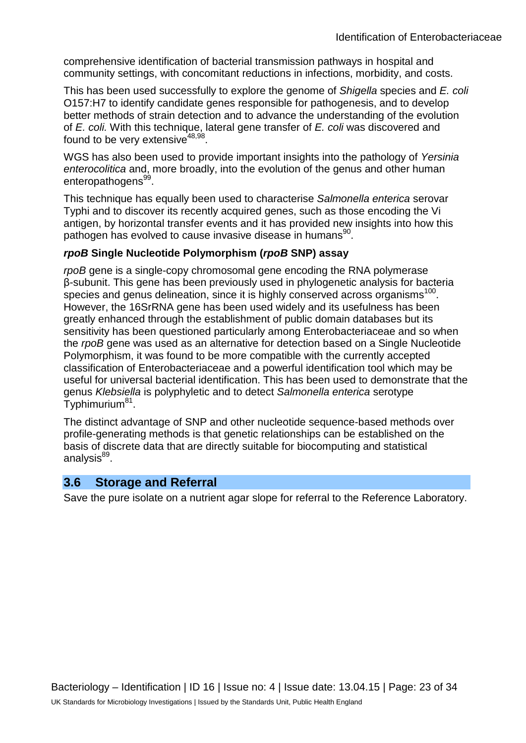comprehensive identification of bacterial transmission pathways in hospital and community settings, with concomitant reductions in infections, morbidity, and costs.

This has been used successfully to explore the genome of *Shigella* species and *E. coli* O157:H7 to identify candidate genes responsible for pathogenesis, and to develop better methods of strain detection and to advance the understanding of the evolution of *E. coli.* With this technique, lateral gene transfer of *E. coli* was discovered and found to be very extensive[48,98].

WGS has also been used to provide important insights into the pathology of *Yersinia enterocolitica* and, more broadly, into the evolution of the genus and other human enteropathogens[99].

This technique has equally been used to characterise *Salmonella enterica* serovar Typhi and to discover its recently acquired genes, such as those encoding the Vi antigen, by horizontal transfer events and it has provided new insights into how this pathogen has evolved to cause invasive disease in humans[90].

#### ***rpoB*** **Single Nucleotide Polymorphism (*****rpoB*** **SNP) assay**

*rpoB* gene is a single-copy chromosomal gene encoding the RNA polymerase β-subunit. This gene has been previously used in phylogenetic analysis for bacteria species and genus delineation, since it is highly conserved across organisms[100]. However, the 16SrRNA gene has been used widely and its usefulness has been greatly enhanced through the establishment of public domain databases but its sensitivity has been questioned particularly among Enterobacteriaceae and so when the *rpoB* gene was used as an alternative for detection based on a Single Nucleotide Polymorphism, it was found to be more compatible with the currently accepted classification of Enterobacteriaceae and a powerful identification tool which may be useful for universal bacterial identification. This has been used to demonstrate that the genus *Klebsiella* is polyphyletic and to detect *Salmonella enterica* serotype Typhimurium[81].

The distinct advantage of SNP and other nucleotide sequence-based methods over profile-generating methods is that genetic relationships can be established on the basis of discrete data that are directly suitable for biocomputing and statistical analysis[89].

## 3.6 Storage and Referral

Save the pure isolate on a nutrient agar slope for referral to the Reference Laboratory.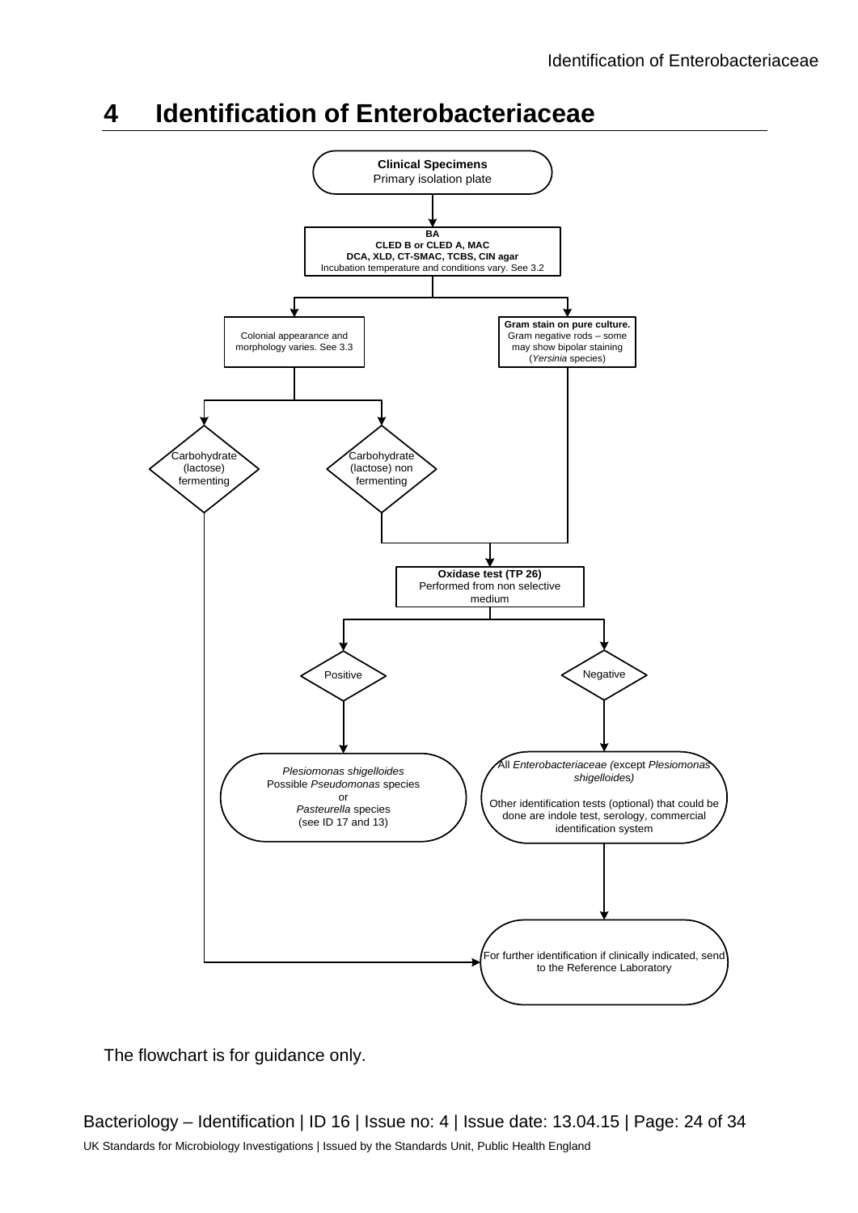# 4 Identification of Enterobacteriaceae

**Clinical Specimens**
Primary isolation plate

↓

**BA**
**CLED B or CLED A, MAC**
**DCA, XLD, CT-SMAC, TCBS, CIN agar**
Incubation temperature and conditions vary. See 3.2

↓

- Colonial appearance and morphology varies. See 3.3
  - Carbohydrate (lactose) fermenting → For further identification if clinically indicated, send to the Reference Laboratory
  - Carbohydrate (lactose) non fermenting → Oxidase test
- **Gram stain on pure culture.** Gram negative rods – some may show bipolar staining (*Yersinia* species) → Oxidase test

**Oxidase test (TP 26)**
Performed from non selective medium

- Positive → *Plesiomonas shigelloides*, Possible *Pseudomonas* species or *Pasteurella* species (see ID 17 and 13)
- Negative → All *Enterobacteriaceae (*except *Plesiomonas shigelloides)*. Other identification tests (optional) that could be done are indole test, serology, commercial identification system → For further identification if clinically indicated, send to the Reference Laboratory

The flowchart is for guidance only.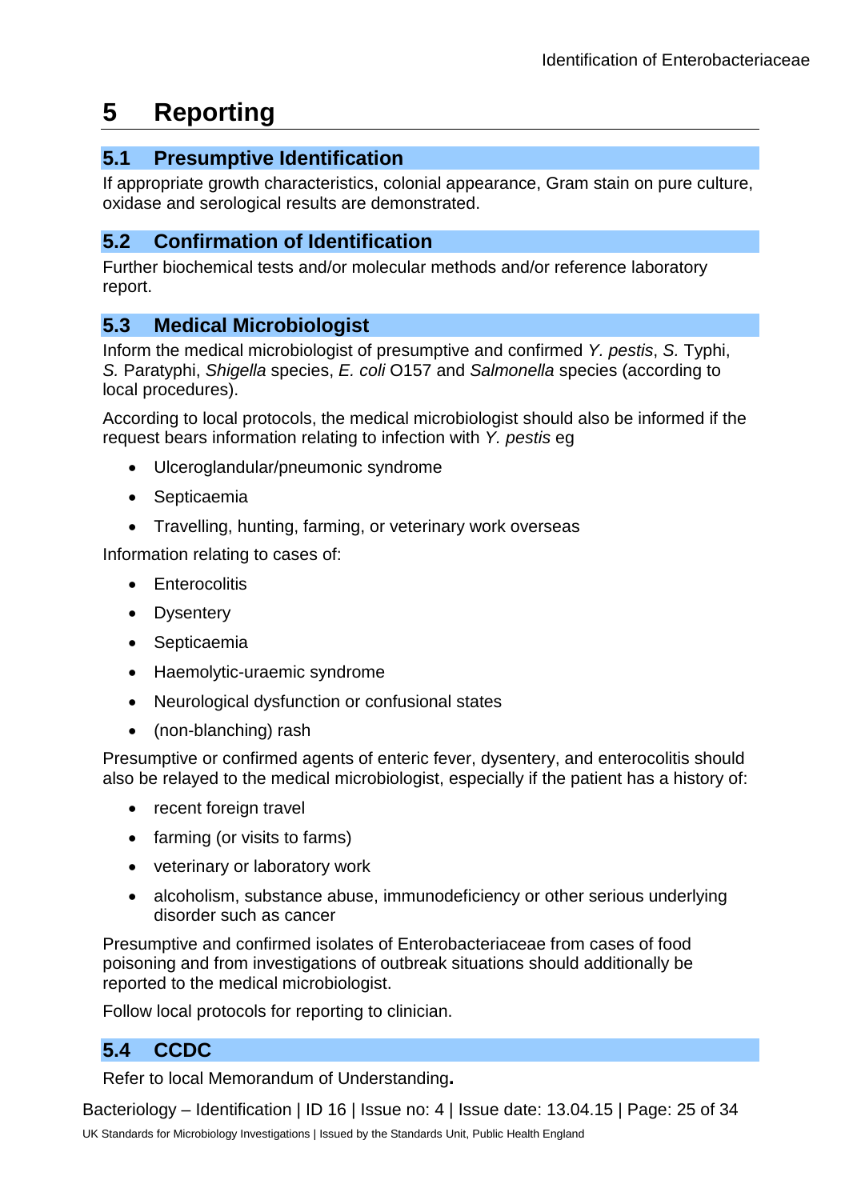# 5 Reporting

## 5.1 Presumptive Identification

If appropriate growth characteristics, colonial appearance, Gram stain on pure culture, oxidase and serological results are demonstrated.

## 5.2 Confirmation of Identification

Further biochemical tests and/or molecular methods and/or reference laboratory report.

## 5.3 Medical Microbiologist

Inform the medical microbiologist of presumptive and confirmed *Y. pestis*, *S.* Typhi, *S.* Paratyphi, *Shigella* species, *E. coli* O157 and *Salmonella* species (according to local procedures).

According to local protocols, the medical microbiologist should also be informed if the request bears information relating to infection with *Y. pestis* eg

- Ulceroglandular/pneumonic syndrome
- Septicaemia
- Travelling, hunting, farming, or veterinary work overseas

Information relating to cases of:

- Enterocolitis
- Dysentery
- Septicaemia
- Haemolytic-uraemic syndrome
- Neurological dysfunction or confusional states
- (non-blanching) rash

Presumptive or confirmed agents of enteric fever, dysentery, and enterocolitis should also be relayed to the medical microbiologist, especially if the patient has a history of:

- recent foreign travel
- farming (or visits to farms)
- veterinary or laboratory work
- alcoholism, substance abuse, immunodeficiency or other serious underlying disorder such as cancer

Presumptive and confirmed isolates of Enterobacteriaceae from cases of food poisoning and from investigations of outbreak situations should additionally be reported to the medical microbiologist.

Follow local protocols for reporting to clinician.

## 5.4 CCDC

Refer to local Memorandum of Understanding**.**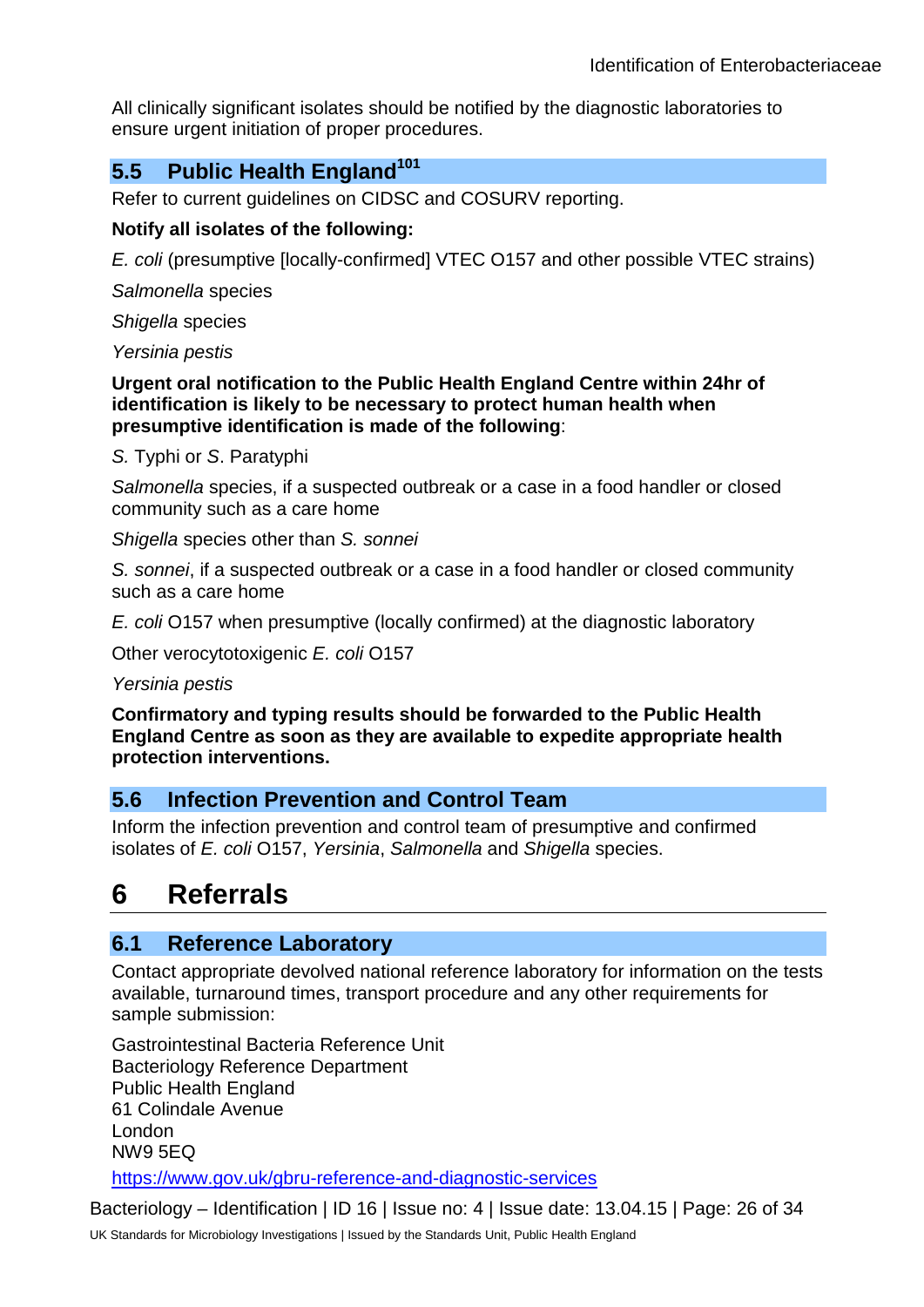All clinically significant isolates should be notified by the diagnostic laboratories to ensure urgent initiation of proper procedures.

### 5.5 Public Health England[101]

Refer to current guidelines on CIDSC and COSURV reporting.

**Notify all isolates of the following:**

*E. coli* (presumptive [locally-confirmed] VTEC O157 and other possible VTEC strains)

*Salmonella* species

*Shigella* species

*Yersinia pestis*

**Urgent oral notification to the Public Health England Centre within 24hr of identification is likely to be necessary to protect human health when presumptive identification is made of the following**:

*S.* Typhi or *S*. Paratyphi

*Salmonella* species, if a suspected outbreak or a case in a food handler or closed community such as a care home

*Shigella* species other than *S. sonnei*

*S. sonnei*, if a suspected outbreak or a case in a food handler or closed community such as a care home

*E. coli* O157 when presumptive (locally confirmed) at the diagnostic laboratory

Other verocytotoxigenic *E. coli* O157

*Yersinia pestis*

**Confirmatory and typing results should be forwarded to the Public Health England Centre as soon as they are available to expedite appropriate health protection interventions.**

### 5.6 Infection Prevention and Control Team

Inform the infection prevention and control team of presumptive and confirmed isolates of *E. coli* O157, *Yersinia*, *Salmonella* and *Shigella* species.

## 6 Referrals

### 6.1 Reference Laboratory

Contact appropriate devolved national reference laboratory for information on the tests available, turnaround times, transport procedure and any other requirements for sample submission:

Gastrointestinal Bacteria Reference Unit
Bacteriology Reference Department
Public Health England
61 Colindale Avenue
London
NW9 5EQ

https://www.gov.uk/gbru-reference-and-diagnostic-services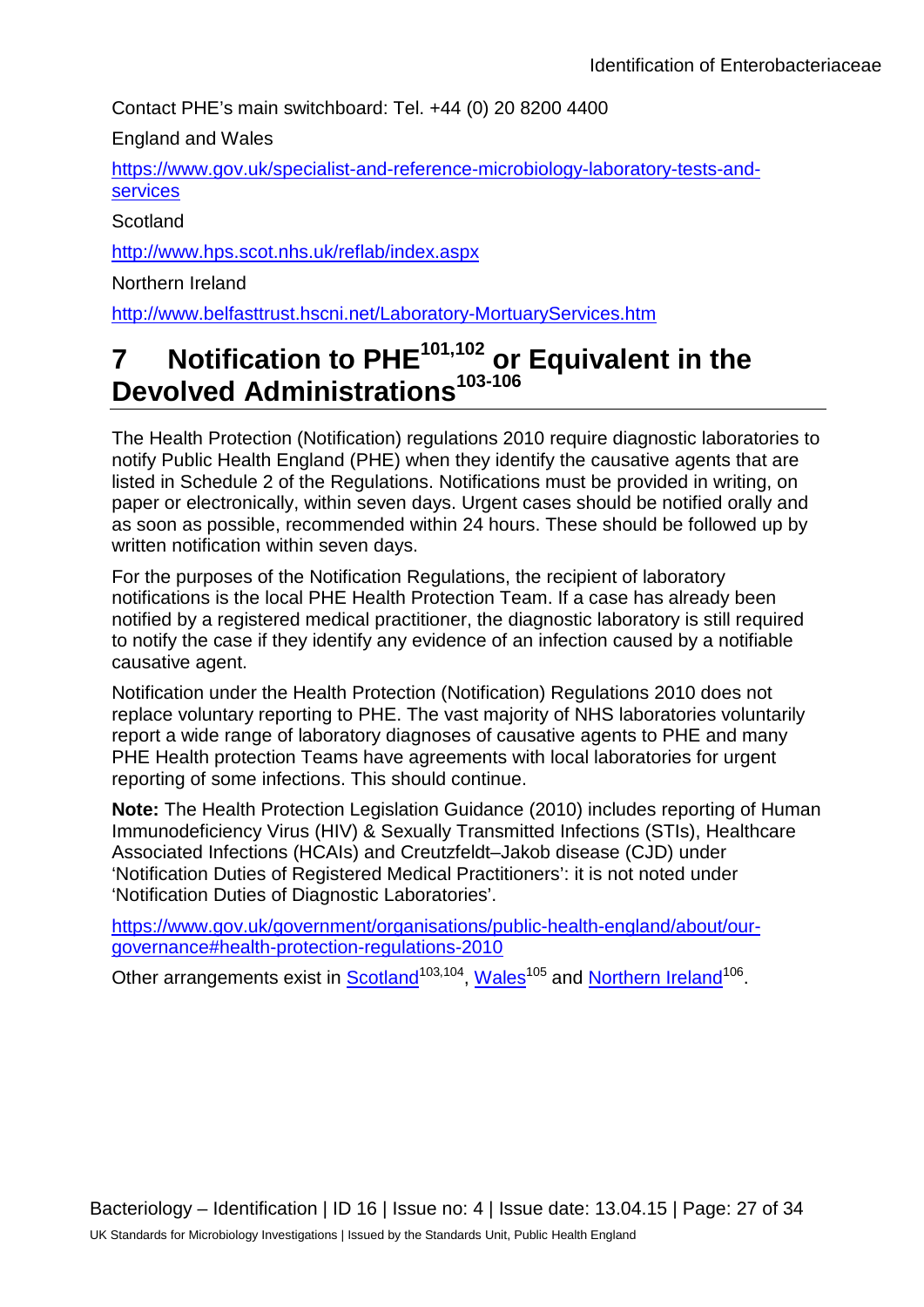Contact PHE's main switchboard: Tel. +44 (0) 20 8200 4400

England and Wales

https://www.gov.uk/specialist-and-reference-microbiology-laboratory-tests-and-services

Scotland

http://www.hps.scot.nhs.uk/reflab/index.aspx

Northern Ireland

http://www.belfasttrust.hscni.net/Laboratory-MortuaryServices.htm

# 7 Notification to PHE[101,102] or Equivalent in the Devolved Administrations[103-106]

The Health Protection (Notification) regulations 2010 require diagnostic laboratories to notify Public Health England (PHE) when they identify the causative agents that are listed in Schedule 2 of the Regulations. Notifications must be provided in writing, on paper or electronically, within seven days. Urgent cases should be notified orally and as soon as possible, recommended within 24 hours. These should be followed up by written notification within seven days.

For the purposes of the Notification Regulations, the recipient of laboratory notifications is the local PHE Health Protection Team. If a case has already been notified by a registered medical practitioner, the diagnostic laboratory is still required to notify the case if they identify any evidence of an infection caused by a notifiable causative agent.

Notification under the Health Protection (Notification) Regulations 2010 does not replace voluntary reporting to PHE. The vast majority of NHS laboratories voluntarily report a wide range of laboratory diagnoses of causative agents to PHE and many PHE Health protection Teams have agreements with local laboratories for urgent reporting of some infections. This should continue.

**Note:** The Health Protection Legislation Guidance (2010) includes reporting of Human Immunodeficiency Virus (HIV) & Sexually Transmitted Infections (STIs), Healthcare Associated Infections (HCAIs) and Creutzfeldt–Jakob disease (CJD) under 'Notification Duties of Registered Medical Practitioners': it is not noted under 'Notification Duties of Diagnostic Laboratories'.

https://www.gov.uk/government/organisations/public-health-england/about/our-governance#health-protection-regulations-2010

Other arrangements exist in Scotland[103,104], Wales[105] and Northern Ireland[106].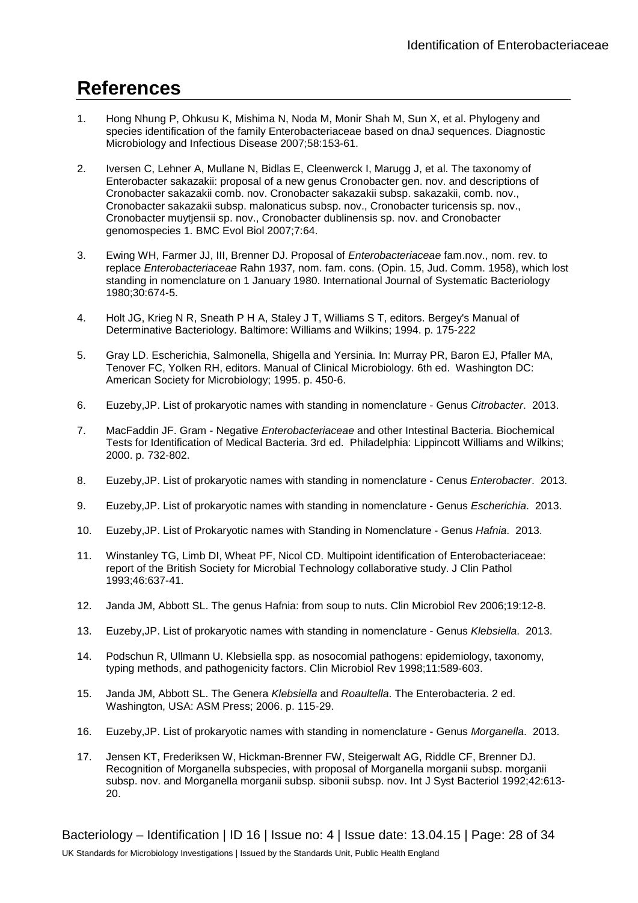# References

1. Hong Nhung P, Ohkusu K, Mishima N, Noda M, Monir Shah M, Sun X, et al. Phylogeny and species identification of the family Enterobacteriaceae based on dnaJ sequences. Diagnostic Microbiology and Infectious Disease 2007;58:153-61.

2. Iversen C, Lehner A, Mullane N, Bidlas E, Cleenwerck I, Marugg J, et al. The taxonomy of Enterobacter sakazakii: proposal of a new genus Cronobacter gen. nov. and descriptions of Cronobacter sakazakii comb. nov. Cronobacter sakazakii subsp. sakazakii, comb. nov., Cronobacter sakazakii subsp. malonaticus subsp. nov., Cronobacter turicensis sp. nov., Cronobacter muytjensii sp. nov., Cronobacter dublinensis sp. nov. and Cronobacter genomospecies 1. BMC Evol Biol 2007;7:64.

3. Ewing WH, Farmer JJ, III, Brenner DJ. Proposal of *Enterobacteriaceae* fam.nov., nom. rev. to replace *Enterobacteriaceae* Rahn 1937, nom. fam. cons. (Opin. 15, Jud. Comm. 1958), which lost standing in nomenclature on 1 January 1980. International Journal of Systematic Bacteriology 1980;30:674-5.

4. Holt JG, Krieg N R, Sneath P H A, Staley J T, Williams S T, editors. Bergey's Manual of Determinative Bacteriology. Baltimore: Williams and Wilkins; 1994. p. 175-222

5. Gray LD. Escherichia, Salmonella, Shigella and Yersinia. In: Murray PR, Baron EJ, Pfaller MA, Tenover FC, Yolken RH, editors. Manual of Clinical Microbiology. 6th ed. Washington DC: American Society for Microbiology; 1995. p. 450-6.

6. Euzeby,JP. List of prokaryotic names with standing in nomenclature - Genus *Citrobacter*. 2013.

7. MacFaddin JF. Gram - Negative *Enterobacteriaceae* and other Intestinal Bacteria. Biochemical Tests for Identification of Medical Bacteria. 3rd ed. Philadelphia: Lippincott Williams and Wilkins; 2000. p. 732-802.

8. Euzeby,JP. List of prokaryotic names with standing in nomenclature - Cenus *Enterobacter*. 2013.

9. Euzeby,JP. List of prokaryotic names with standing in nomenclature - Genus *Escherichia*. 2013.

10. Euzeby,JP. List of Prokaryotic names with Standing in Nomenclature - Genus *Hafnia*. 2013.

11. Winstanley TG, Limb DI, Wheat PF, Nicol CD. Multipoint identification of Enterobacteriaceae: report of the British Society for Microbial Technology collaborative study. J Clin Pathol 1993;46:637-41.

12. Janda JM, Abbott SL. The genus Hafnia: from soup to nuts. Clin Microbiol Rev 2006;19:12-8.

13. Euzeby,JP. List of prokaryotic names with standing in nomenclature - Genus *Klebsiella*. 2013.

14. Podschun R, Ullmann U. Klebsiella spp. as nosocomial pathogens: epidemiology, taxonomy, typing methods, and pathogenicity factors. Clin Microbiol Rev 1998;11:589-603.

15. Janda JM, Abbott SL. The Genera *Klebsiella* and *Roaultella*. The Enterobacteria. 2 ed. Washington, USA: ASM Press; 2006. p. 115-29.

16. Euzeby,JP. List of prokaryotic names with standing in nomenclature - Genus *Morganella*. 2013.

17. Jensen KT, Frederiksen W, Hickman-Brenner FW, Steigerwalt AG, Riddle CF, Brenner DJ. Recognition of Morganella subspecies, with proposal of Morganella morganii subsp. morganii subsp. nov. and Morganella morganii subsp. sibonii subsp. nov. Int J Syst Bacteriol 1992;42:613-20.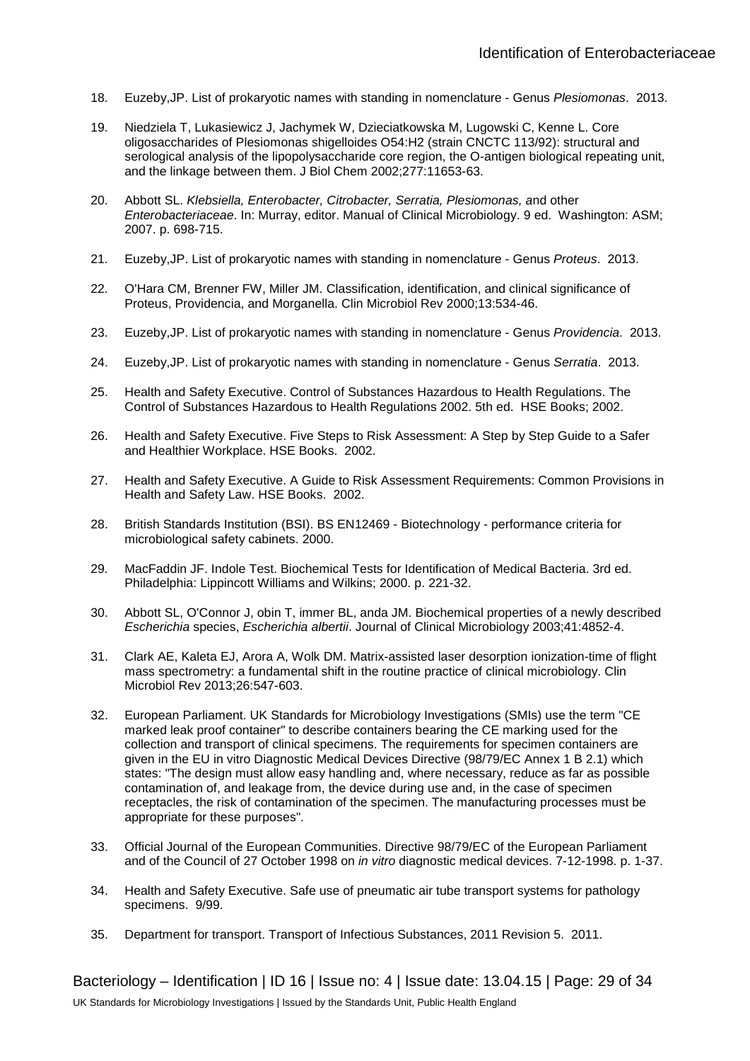18. Euzeby,JP. List of prokaryotic names with standing in nomenclature - Genus *Plesiomonas*. 2013.

19. Niedziela T, Lukasiewicz J, Jachymek W, Dzieciatkowska M, Lugowski C, Kenne L. Core oligosaccharides of Plesiomonas shigelloides O54:H2 (strain CNCTC 113/92): structural and serological analysis of the lipopolysaccharide core region, the O-antigen biological repeating unit, and the linkage between them. J Biol Chem 2002;277:11653-63.

20. Abbott SL. *Klebsiella, Enterobacter, Citrobacter, Serratia, Plesiomonas, a*nd other *Enterobacteriaceae*. In: Murray, editor. Manual of Clinical Microbiology. 9 ed. Washington: ASM; 2007. p. 698-715.

21. Euzeby,JP. List of prokaryotic names with standing in nomenclature - Genus *Proteus*. 2013.

22. O'Hara CM, Brenner FW, Miller JM. Classification, identification, and clinical significance of Proteus, Providencia, and Morganella. Clin Microbiol Rev 2000;13:534-46.

23. Euzeby,JP. List of prokaryotic names with standing in nomenclature - Genus *Providencia*. 2013.

24. Euzeby,JP. List of prokaryotic names with standing in nomenclature - Genus *Serratia*. 2013.

25. Health and Safety Executive. Control of Substances Hazardous to Health Regulations. The Control of Substances Hazardous to Health Regulations 2002. 5th ed. HSE Books; 2002.

26. Health and Safety Executive. Five Steps to Risk Assessment: A Step by Step Guide to a Safer and Healthier Workplace. HSE Books. 2002.

27. Health and Safety Executive. A Guide to Risk Assessment Requirements: Common Provisions in Health and Safety Law. HSE Books. 2002.

28. British Standards Institution (BSI). BS EN12469 - Biotechnology - performance criteria for microbiological safety cabinets. 2000.

29. MacFaddin JF. Indole Test. Biochemical Tests for Identification of Medical Bacteria. 3rd ed. Philadelphia: Lippincott Williams and Wilkins; 2000. p. 221-32.

30. Abbott SL, O'Connor J, obin T, immer BL, anda JM. Biochemical properties of a newly described *Escherichia* species, *Escherichia albertii*. Journal of Clinical Microbiology 2003;41:4852-4.

31. Clark AE, Kaleta EJ, Arora A, Wolk DM. Matrix-assisted laser desorption ionization-time of flight mass spectrometry: a fundamental shift in the routine practice of clinical microbiology. Clin Microbiol Rev 2013;26:547-603.

32. European Parliament. UK Standards for Microbiology Investigations (SMIs) use the term "CE marked leak proof container" to describe containers bearing the CE marking used for the collection and transport of clinical specimens. The requirements for specimen containers are given in the EU in vitro Diagnostic Medical Devices Directive (98/79/EC Annex 1 B 2.1) which states: "The design must allow easy handling and, where necessary, reduce as far as possible contamination of, and leakage from, the device during use and, in the case of specimen receptacles, the risk of contamination of the specimen. The manufacturing processes must be appropriate for these purposes".

33. Official Journal of the European Communities. Directive 98/79/EC of the European Parliament and of the Council of 27 October 1998 on *in vitro* diagnostic medical devices. 7-12-1998. p. 1-37.

34. Health and Safety Executive. Safe use of pneumatic air tube transport systems for pathology specimens. 9/99.

35. Department for transport. Transport of Infectious Substances, 2011 Revision 5. 2011.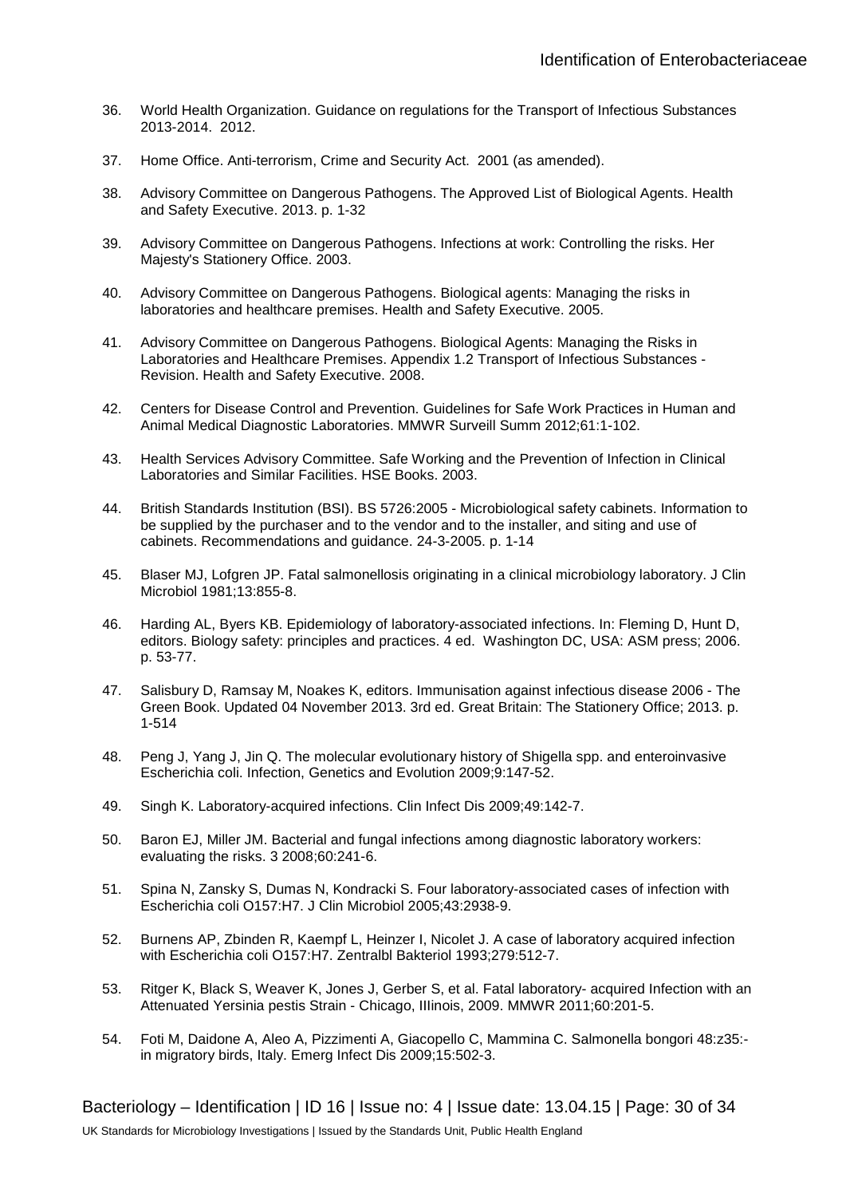36. World Health Organization. Guidance on regulations for the Transport of Infectious Substances 2013-2014. 2012.

37. Home Office. Anti-terrorism, Crime and Security Act. 2001 (as amended).

38. Advisory Committee on Dangerous Pathogens. The Approved List of Biological Agents. Health and Safety Executive. 2013. p. 1-32

39. Advisory Committee on Dangerous Pathogens. Infections at work: Controlling the risks. Her Majesty's Stationery Office. 2003.

40. Advisory Committee on Dangerous Pathogens. Biological agents: Managing the risks in laboratories and healthcare premises. Health and Safety Executive. 2005.

41. Advisory Committee on Dangerous Pathogens. Biological Agents: Managing the Risks in Laboratories and Healthcare Premises. Appendix 1.2 Transport of Infectious Substances - Revision. Health and Safety Executive. 2008.

42. Centers for Disease Control and Prevention. Guidelines for Safe Work Practices in Human and Animal Medical Diagnostic Laboratories. MMWR Surveill Summ 2012;61:1-102.

43. Health Services Advisory Committee. Safe Working and the Prevention of Infection in Clinical Laboratories and Similar Facilities. HSE Books. 2003.

44. British Standards Institution (BSI). BS 5726:2005 - Microbiological safety cabinets. Information to be supplied by the purchaser and to the vendor and to the installer, and siting and use of cabinets. Recommendations and guidance. 24-3-2005. p. 1-14

45. Blaser MJ, Lofgren JP. Fatal salmonellosis originating in a clinical microbiology laboratory. J Clin Microbiol 1981;13:855-8.

46. Harding AL, Byers KB. Epidemiology of laboratory-associated infections. In: Fleming D, Hunt D, editors. Biology safety: principles and practices. 4 ed. Washington DC, USA: ASM press; 2006. p. 53-77.

47. Salisbury D, Ramsay M, Noakes K, editors. Immunisation against infectious disease 2006 - The Green Book. Updated 04 November 2013. 3rd ed. Great Britain: The Stationery Office; 2013. p. 1-514

48. Peng J, Yang J, Jin Q. The molecular evolutionary history of Shigella spp. and enteroinvasive Escherichia coli. Infection, Genetics and Evolution 2009;9:147-52.

49. Singh K. Laboratory-acquired infections. Clin Infect Dis 2009;49:142-7.

50. Baron EJ, Miller JM. Bacterial and fungal infections among diagnostic laboratory workers: evaluating the risks. 3 2008;60:241-6.

51. Spina N, Zansky S, Dumas N, Kondracki S. Four laboratory-associated cases of infection with Escherichia coli O157:H7. J Clin Microbiol 2005;43:2938-9.

52. Burnens AP, Zbinden R, Kaempf L, Heinzer I, Nicolet J. A case of laboratory acquired infection with Escherichia coli O157:H7. Zentralbl Bakteriol 1993;279:512-7.

53. Ritger K, Black S, Weaver K, Jones J, Gerber S, et al. Fatal laboratory- acquired Infection with an Attenuated Yersinia pestis Strain - Chicago, IIlinois, 2009. MMWR 2011;60:201-5.

54. Foti M, Daidone A, Aleo A, Pizzimenti A, Giacopello C, Mammina C. Salmonella bongori 48:z35:- in migratory birds, Italy. Emerg Infect Dis 2009;15:502-3.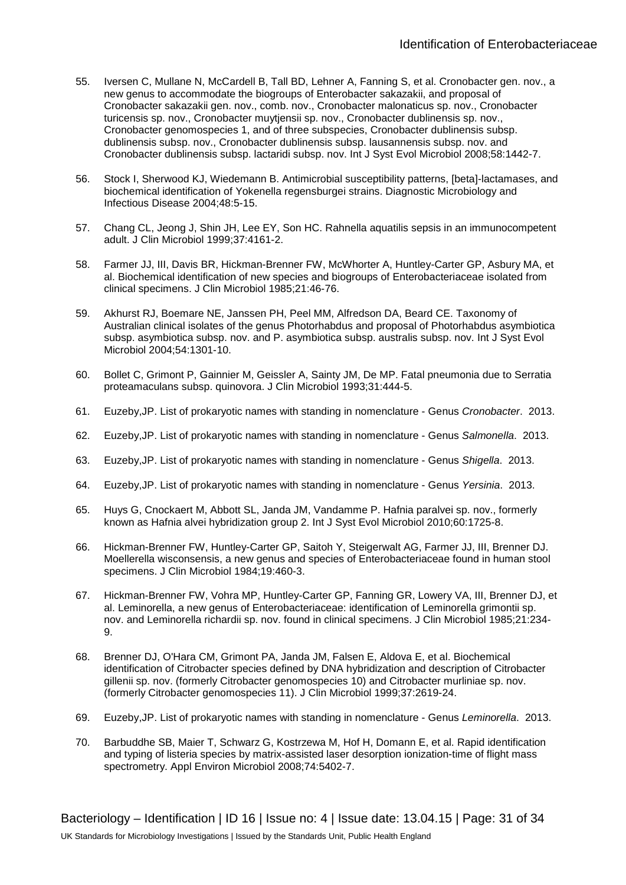55. Iversen C, Mullane N, McCardell B, Tall BD, Lehner A, Fanning S, et al. Cronobacter gen. nov., a new genus to accommodate the biogroups of Enterobacter sakazakii, and proposal of Cronobacter sakazakii gen. nov., comb. nov., Cronobacter malonaticus sp. nov., Cronobacter turicensis sp. nov., Cronobacter muytjensii sp. nov., Cronobacter dublinensis sp. nov., Cronobacter genomospecies 1, and of three subspecies, Cronobacter dublinensis subsp. dublinensis subsp. nov., Cronobacter dublinensis subsp. lausannensis subsp. nov. and Cronobacter dublinensis subsp. lactaridi subsp. nov. Int J Syst Evol Microbiol 2008;58:1442-7.

56. Stock I, Sherwood KJ, Wiedemann B. Antimicrobial susceptibility patterns, [beta]-lactamases, and biochemical identification of Yokenella regensburgei strains. Diagnostic Microbiology and Infectious Disease 2004;48:5-15.

57. Chang CL, Jeong J, Shin JH, Lee EY, Son HC. Rahnella aquatilis sepsis in an immunocompetent adult. J Clin Microbiol 1999;37:4161-2.

58. Farmer JJ, III, Davis BR, Hickman-Brenner FW, McWhorter A, Huntley-Carter GP, Asbury MA, et al. Biochemical identification of new species and biogroups of Enterobacteriaceae isolated from clinical specimens. J Clin Microbiol 1985;21:46-76.

59. Akhurst RJ, Boemare NE, Janssen PH, Peel MM, Alfredson DA, Beard CE. Taxonomy of Australian clinical isolates of the genus Photorhabdus and proposal of Photorhabdus asymbiotica subsp. asymbiotica subsp. nov. and P. asymbiotica subsp. australis subsp. nov. Int J Syst Evol Microbiol 2004;54:1301-10.

60. Bollet C, Grimont P, Gainnier M, Geissler A, Sainty JM, De MP. Fatal pneumonia due to Serratia proteamaculans subsp. quinovora. J Clin Microbiol 1993;31:444-5.

61. Euzeby,JP. List of prokaryotic names with standing in nomenclature - Genus *Cronobacter*. 2013.

62. Euzeby,JP. List of prokaryotic names with standing in nomenclature - Genus *Salmonella*. 2013.

63. Euzeby,JP. List of prokaryotic names with standing in nomenclature - Genus *Shigella*. 2013.

64. Euzeby,JP. List of prokaryotic names with standing in nomenclature - Genus *Yersinia*. 2013.

65. Huys G, Cnockaert M, Abbott SL, Janda JM, Vandamme P. Hafnia paralvei sp. nov., formerly known as Hafnia alvei hybridization group 2. Int J Syst Evol Microbiol 2010;60:1725-8.

66. Hickman-Brenner FW, Huntley-Carter GP, Saitoh Y, Steigerwalt AG, Farmer JJ, III, Brenner DJ. Moellerella wisconsensis, a new genus and species of Enterobacteriaceae found in human stool specimens. J Clin Microbiol 1984;19:460-3.

67. Hickman-Brenner FW, Vohra MP, Huntley-Carter GP, Fanning GR, Lowery VA, III, Brenner DJ, et al. Leminorella, a new genus of Enterobacteriaceae: identification of Leminorella grimontii sp. nov. and Leminorella richardii sp. nov. found in clinical specimens. J Clin Microbiol 1985;21:234-9.

68. Brenner DJ, O'Hara CM, Grimont PA, Janda JM, Falsen E, Aldova E, et al. Biochemical identification of Citrobacter species defined by DNA hybridization and description of Citrobacter gillenii sp. nov. (formerly Citrobacter genomospecies 10) and Citrobacter murliniae sp. nov. (formerly Citrobacter genomospecies 11). J Clin Microbiol 1999;37:2619-24.

69. Euzeby,JP. List of prokaryotic names with standing in nomenclature - Genus *Leminorella*. 2013.

70. Barbuddhe SB, Maier T, Schwarz G, Kostrzewa M, Hof H, Domann E, et al. Rapid identification and typing of listeria species by matrix-assisted laser desorption ionization-time of flight mass spectrometry. Appl Environ Microbiol 2008;74:5402-7.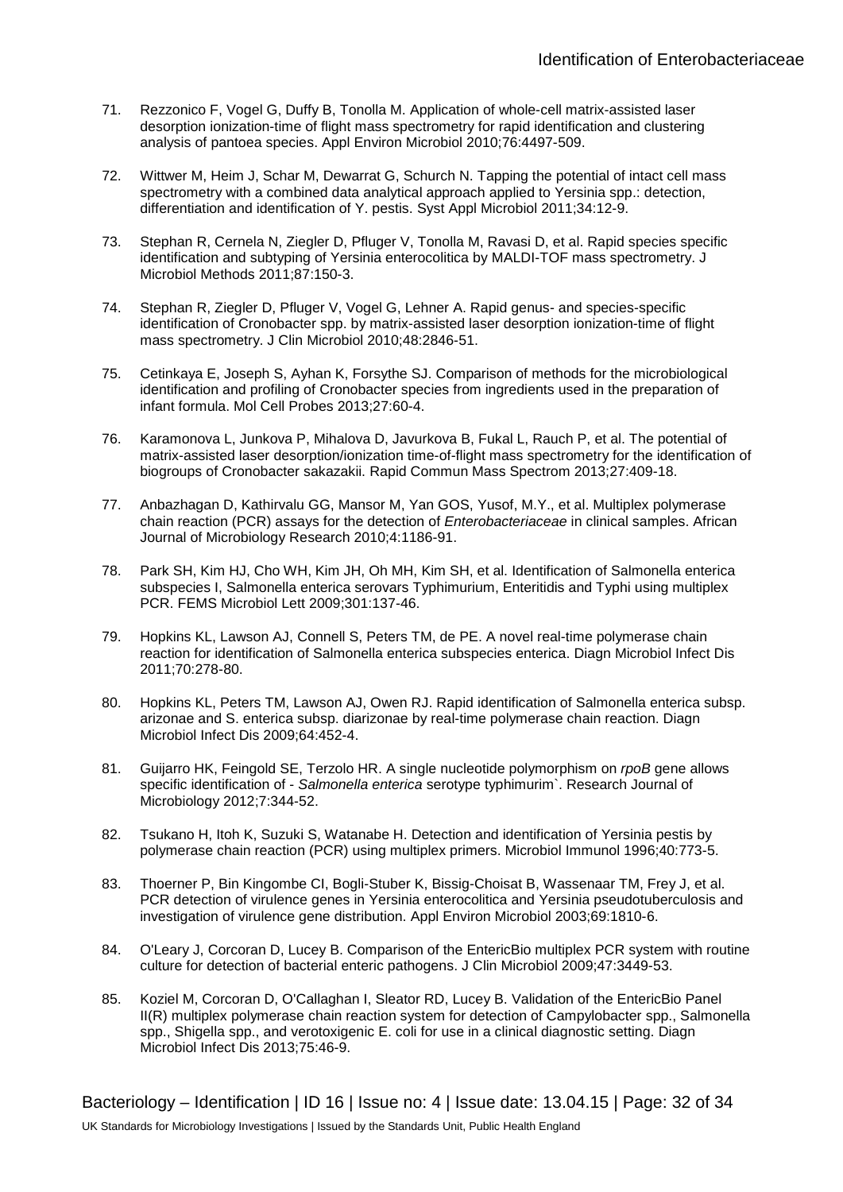71. Rezzonico F, Vogel G, Duffy B, Tonolla M. Application of whole-cell matrix-assisted laser desorption ionization-time of flight mass spectrometry for rapid identification and clustering analysis of pantoea species. Appl Environ Microbiol 2010;76:4497-509.

72. Wittwer M, Heim J, Schar M, Dewarrat G, Schurch N. Tapping the potential of intact cell mass spectrometry with a combined data analytical approach applied to Yersinia spp.: detection, differentiation and identification of Y. pestis. Syst Appl Microbiol 2011;34:12-9.

73. Stephan R, Cernela N, Ziegler D, Pfluger V, Tonolla M, Ravasi D, et al. Rapid species specific identification and subtyping of Yersinia enterocolitica by MALDI-TOF mass spectrometry. J Microbiol Methods 2011;87:150-3.

74. Stephan R, Ziegler D, Pfluger V, Vogel G, Lehner A. Rapid genus- and species-specific identification of Cronobacter spp. by matrix-assisted laser desorption ionization-time of flight mass spectrometry. J Clin Microbiol 2010;48:2846-51.

75. Cetinkaya E, Joseph S, Ayhan K, Forsythe SJ. Comparison of methods for the microbiological identification and profiling of Cronobacter species from ingredients used in the preparation of infant formula. Mol Cell Probes 2013;27:60-4.

76. Karamonova L, Junkova P, Mihalova D, Javurkova B, Fukal L, Rauch P, et al. The potential of matrix-assisted laser desorption/ionization time-of-flight mass spectrometry for the identification of biogroups of Cronobacter sakazakii. Rapid Commun Mass Spectrom 2013;27:409-18.

77. Anbazhagan D, Kathirvalu GG, Mansor M, Yan GOS, Yusof, M.Y., et al. Multiplex polymerase chain reaction (PCR) assays for the detection of *Enterobacteriaceae* in clinical samples. African Journal of Microbiology Research 2010;4:1186-91.

78. Park SH, Kim HJ, Cho WH, Kim JH, Oh MH, Kim SH, et al. Identification of Salmonella enterica subspecies I, Salmonella enterica serovars Typhimurium, Enteritidis and Typhi using multiplex PCR. FEMS Microbiol Lett 2009;301:137-46.

79. Hopkins KL, Lawson AJ, Connell S, Peters TM, de PE. A novel real-time polymerase chain reaction for identification of Salmonella enterica subspecies enterica. Diagn Microbiol Infect Dis 2011;70:278-80.

80. Hopkins KL, Peters TM, Lawson AJ, Owen RJ. Rapid identification of Salmonella enterica subsp. arizonae and S. enterica subsp. diarizonae by real-time polymerase chain reaction. Diagn Microbiol Infect Dis 2009;64:452-4.

81. Guijarro HK, Feingold SE, Terzolo HR. A single nucleotide polymorphism on *rpoB* gene allows specific identification of - *Salmonella enterica* serotype typhimurim`. Research Journal of Microbiology 2012;7:344-52.

82. Tsukano H, Itoh K, Suzuki S, Watanabe H. Detection and identification of Yersinia pestis by polymerase chain reaction (PCR) using multiplex primers. Microbiol Immunol 1996;40:773-5.

83. Thoerner P, Bin Kingombe CI, Bogli-Stuber K, Bissig-Choisat B, Wassenaar TM, Frey J, et al. PCR detection of virulence genes in Yersinia enterocolitica and Yersinia pseudotuberculosis and investigation of virulence gene distribution. Appl Environ Microbiol 2003;69:1810-6.

84. O'Leary J, Corcoran D, Lucey B. Comparison of the EntericBio multiplex PCR system with routine culture for detection of bacterial enteric pathogens. J Clin Microbiol 2009;47:3449-53.

85. Koziel M, Corcoran D, O'Callaghan I, Sleator RD, Lucey B. Validation of the EntericBio Panel II(R) multiplex polymerase chain reaction system for detection of Campylobacter spp., Salmonella spp., Shigella spp., and verotoxigenic E. coli for use in a clinical diagnostic setting. Diagn Microbiol Infect Dis 2013;75:46-9.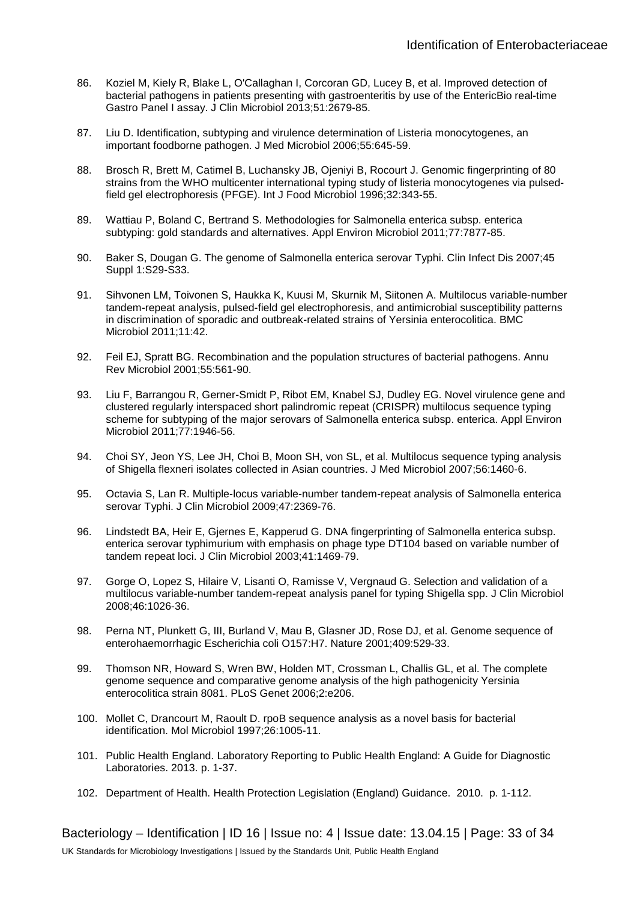86. Koziel M, Kiely R, Blake L, O'Callaghan I, Corcoran GD, Lucey B, et al. Improved detection of bacterial pathogens in patients presenting with gastroenteritis by use of the EntericBio real-time Gastro Panel I assay. J Clin Microbiol 2013;51:2679-85.

87. Liu D. Identification, subtyping and virulence determination of Listeria monocytogenes, an important foodborne pathogen. J Med Microbiol 2006;55:645-59.

88. Brosch R, Brett M, Catimel B, Luchansky JB, Ojeniyi B, Rocourt J. Genomic fingerprinting of 80 strains from the WHO multicenter international typing study of listeria monocytogenes via pulsed-field gel electrophoresis (PFGE). Int J Food Microbiol 1996;32:343-55.

89. Wattiau P, Boland C, Bertrand S. Methodologies for Salmonella enterica subsp. enterica subtyping: gold standards and alternatives. Appl Environ Microbiol 2011;77:7877-85.

90. Baker S, Dougan G. The genome of Salmonella enterica serovar Typhi. Clin Infect Dis 2007;45 Suppl 1:S29-S33.

91. Sihvonen LM, Toivonen S, Haukka K, Kuusi M, Skurnik M, Siitonen A. Multilocus variable-number tandem-repeat analysis, pulsed-field gel electrophoresis, and antimicrobial susceptibility patterns in discrimination of sporadic and outbreak-related strains of Yersinia enterocolitica. BMC Microbiol 2011;11:42.

92. Feil EJ, Spratt BG. Recombination and the population structures of bacterial pathogens. Annu Rev Microbiol 2001;55:561-90.

93. Liu F, Barrangou R, Gerner-Smidt P, Ribot EM, Knabel SJ, Dudley EG. Novel virulence gene and clustered regularly interspaced short palindromic repeat (CRISPR) multilocus sequence typing scheme for subtyping of the major serovars of Salmonella enterica subsp. enterica. Appl Environ Microbiol 2011;77:1946-56.

94. Choi SY, Jeon YS, Lee JH, Choi B, Moon SH, von SL, et al. Multilocus sequence typing analysis of Shigella flexneri isolates collected in Asian countries. J Med Microbiol 2007;56:1460-6.

95. Octavia S, Lan R. Multiple-locus variable-number tandem-repeat analysis of Salmonella enterica serovar Typhi. J Clin Microbiol 2009;47:2369-76.

96. Lindstedt BA, Heir E, Gjernes E, Kapperud G. DNA fingerprinting of Salmonella enterica subsp. enterica serovar typhimurium with emphasis on phage type DT104 based on variable number of tandem repeat loci. J Clin Microbiol 2003;41:1469-79.

97. Gorge O, Lopez S, Hilaire V, Lisanti O, Ramisse V, Vergnaud G. Selection and validation of a multilocus variable-number tandem-repeat analysis panel for typing Shigella spp. J Clin Microbiol 2008;46:1026-36.

98. Perna NT, Plunkett G, III, Burland V, Mau B, Glasner JD, Rose DJ, et al. Genome sequence of enterohaemorrhagic Escherichia coli O157:H7. Nature 2001;409:529-33.

99. Thomson NR, Howard S, Wren BW, Holden MT, Crossman L, Challis GL, et al. The complete genome sequence and comparative genome analysis of the high pathogenicity Yersinia enterocolitica strain 8081. PLoS Genet 2006;2:e206.

100. Mollet C, Drancourt M, Raoult D. rpoB sequence analysis as a novel basis for bacterial identification. Mol Microbiol 1997;26:1005-11.

101. Public Health England. Laboratory Reporting to Public Health England: A Guide for Diagnostic Laboratories. 2013. p. 1-37.

102. Department of Health. Health Protection Legislation (England) Guidance. 2010. p. 1-112.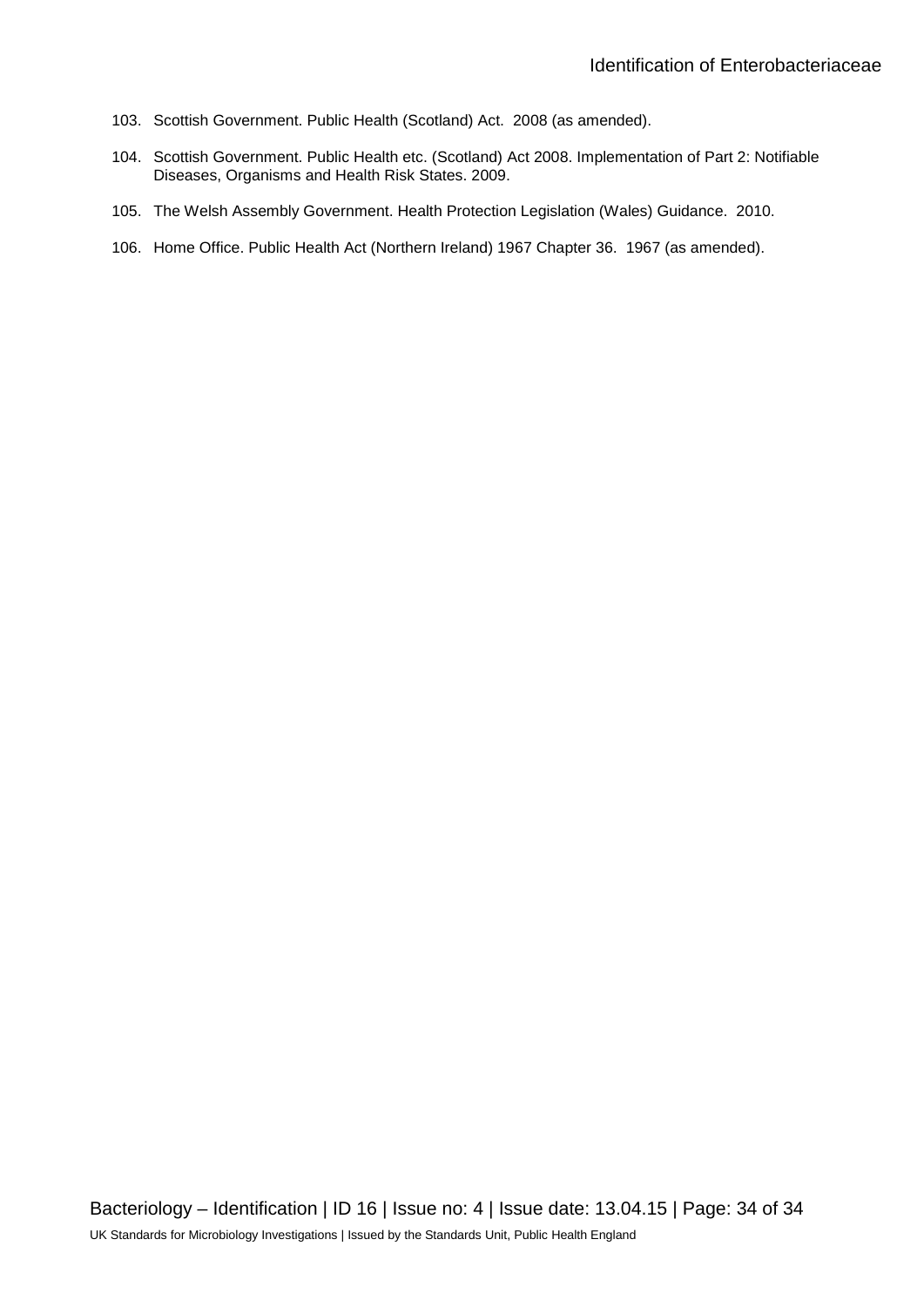103. Scottish Government. Public Health (Scotland) Act. 2008 (as amended).

104. Scottish Government. Public Health etc. (Scotland) Act 2008. Implementation of Part 2: Notifiable Diseases, Organisms and Health Risk States. 2009.

105. The Welsh Assembly Government. Health Protection Legislation (Wales) Guidance. 2010.

106. Home Office. Public Health Act (Northern Ireland) 1967 Chapter 36. 1967 (as amended).